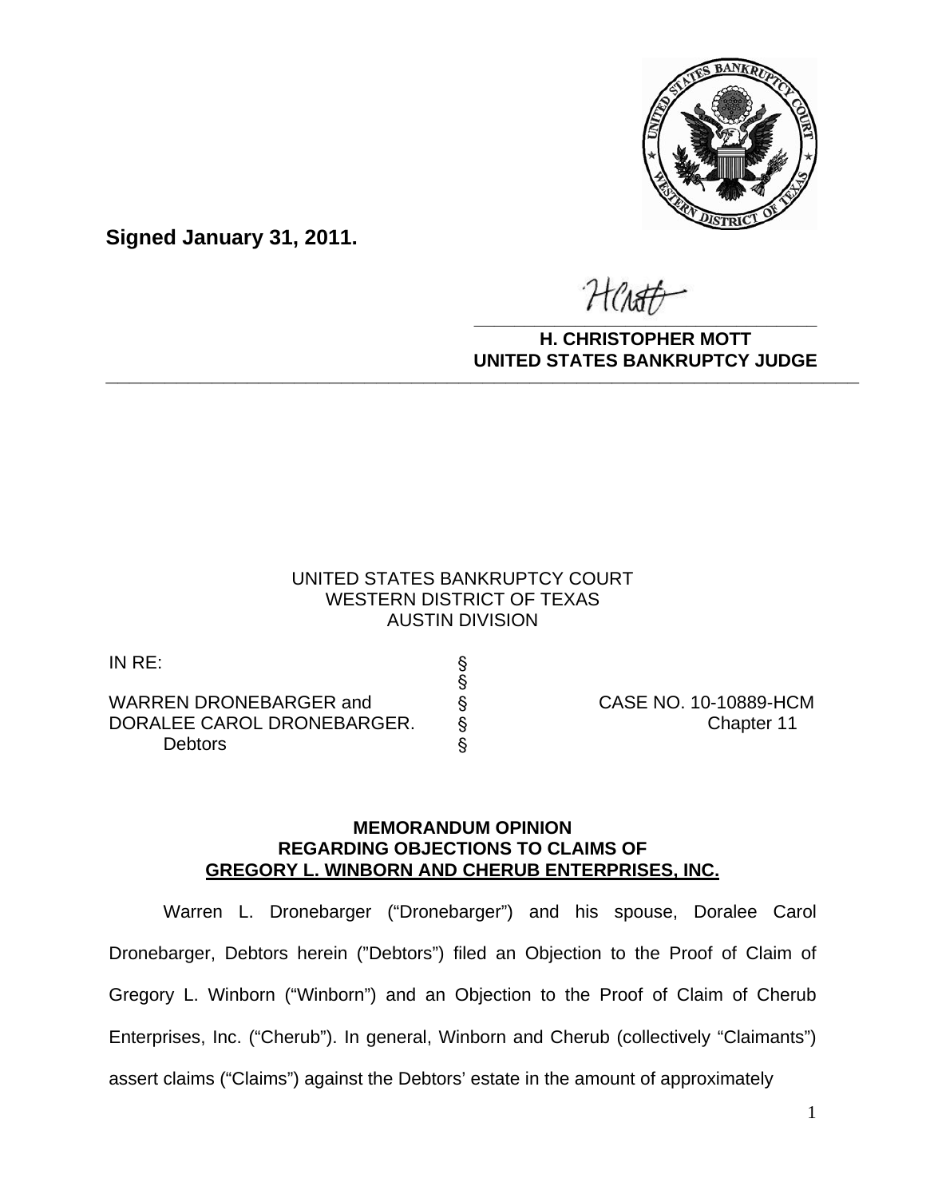**Signed January 31, 2011.**

**H. CHRISTOPHER MOTT**
**UNITED STATES BANKRUPTCY JUDGE**

---

UNITED STATES BANKRUPTCY COURT
WESTERN DISTRICT OF TEXAS
AUSTIN DIVISION

| | | |
|---|---|---|
| IN RE: | § | |
| | § | |
| WARREN DRONEBARGER and | § | CASE NO. 10-10889-HCM |
| DORALEE CAROL DRONEBARGER. | § | Chapter 11 |
| Debtors | § | |

**MEMORANDUM OPINION**
**REGARDING OBJECTIONS TO CLAIMS OF**
**GREGORY L. WINBORN AND CHERUB ENTERPRISES, INC.**

Warren L. Dronebarger ("Dronebarger") and his spouse, Doralee Carol Dronebarger, Debtors herein ("Debtors") filed an Objection to the Proof of Claim of Gregory L. Winborn ("Winborn") and an Objection to the Proof of Claim of Cherub Enterprises, Inc. ("Cherub"). In general, Winborn and Cherub (collectively "Claimants") assert claims ("Claims") against the Debtors' estate in the amount of approximately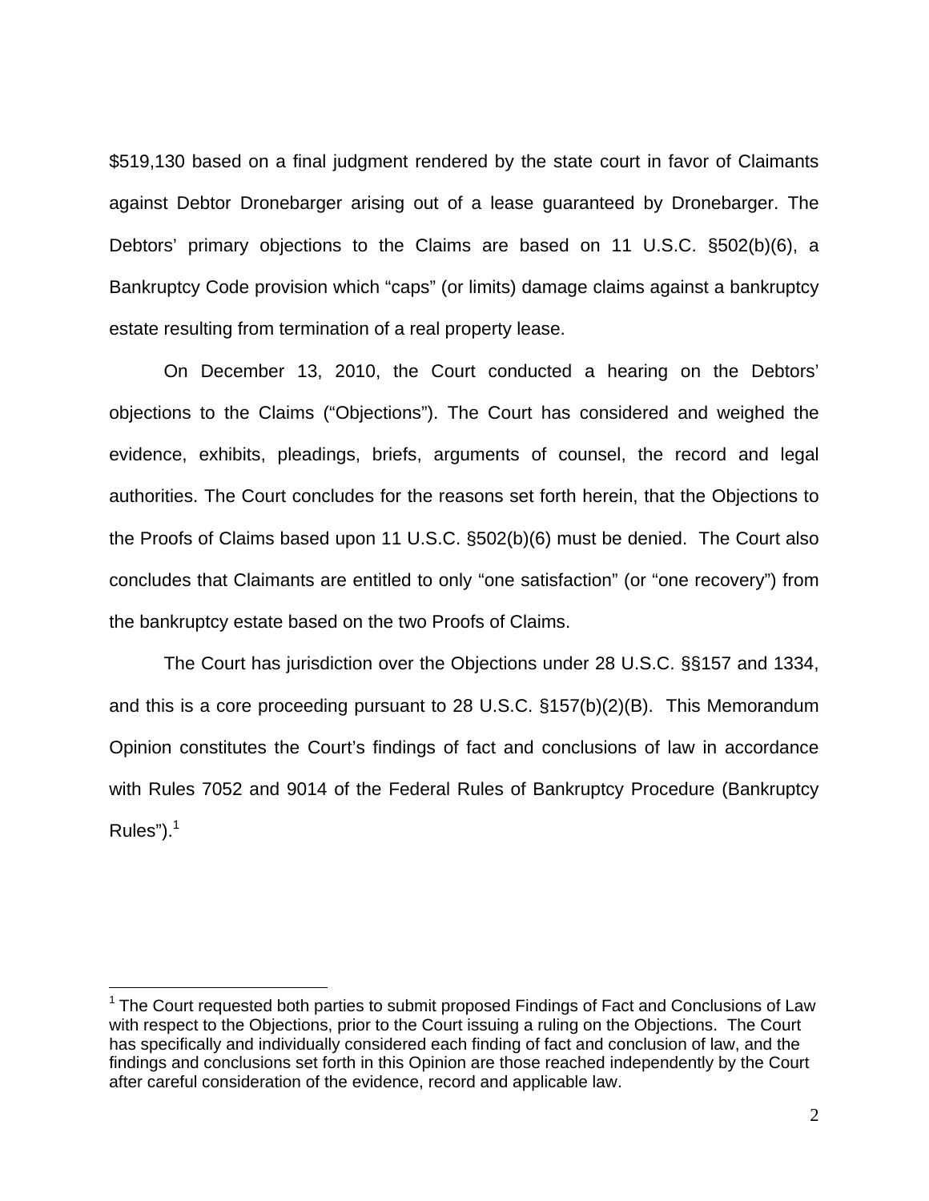$519,130 based on a final judgment rendered by the state court in favor of Claimants against Debtor Dronebarger arising out of a lease guaranteed by Dronebarger. The Debtors' primary objections to the Claims are based on 11 U.S.C. §502(b)(6), a Bankruptcy Code provision which "caps" (or limits) damage claims against a bankruptcy estate resulting from termination of a real property lease.

On December 13, 2010, the Court conducted a hearing on the Debtors' objections to the Claims ("Objections"). The Court has considered and weighed the evidence, exhibits, pleadings, briefs, arguments of counsel, the record and legal authorities. The Court concludes for the reasons set forth herein, that the Objections to the Proofs of Claims based upon 11 U.S.C. §502(b)(6) must be denied. The Court also concludes that Claimants are entitled to only "one satisfaction" (or "one recovery") from the bankruptcy estate based on the two Proofs of Claims.

The Court has jurisdiction over the Objections under 28 U.S.C. §§157 and 1334, and this is a core proceeding pursuant to 28 U.S.C. §157(b)(2)(B). This Memorandum Opinion constitutes the Court's findings of fact and conclusions of law in accordance with Rules 7052 and 9014 of the Federal Rules of Bankruptcy Procedure (Bankruptcy Rules").[1]

[1] The Court requested both parties to submit proposed Findings of Fact and Conclusions of Law with respect to the Objections, prior to the Court issuing a ruling on the Objections. The Court has specifically and individually considered each finding of fact and conclusion of law, and the findings and conclusions set forth in this Opinion are those reached independently by the Court after careful consideration of the evidence, record and applicable law.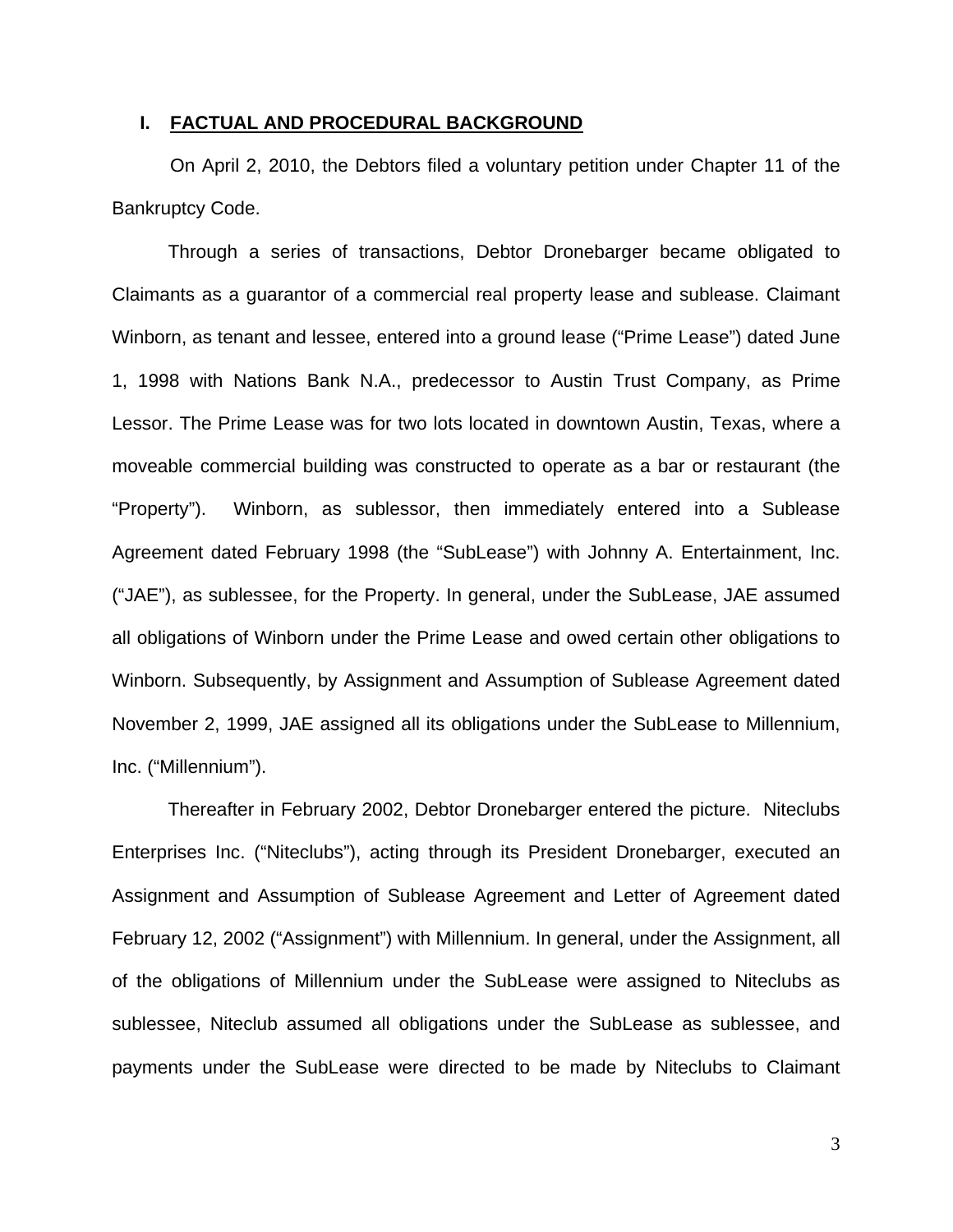## I. FACTUAL AND PROCEDURAL BACKGROUND

On April 2, 2010, the Debtors filed a voluntary petition under Chapter 11 of the Bankruptcy Code.

Through a series of transactions, Debtor Dronebarger became obligated to Claimants as a guarantor of a commercial real property lease and sublease. Claimant Winborn, as tenant and lessee, entered into a ground lease ("Prime Lease") dated June 1, 1998 with Nations Bank N.A., predecessor to Austin Trust Company, as Prime Lessor. The Prime Lease was for two lots located in downtown Austin, Texas, where a moveable commercial building was constructed to operate as a bar or restaurant (the "Property"). Winborn, as sublessor, then immediately entered into a Sublease Agreement dated February 1998 (the "SubLease") with Johnny A. Entertainment, Inc. ("JAE"), as sublessee, for the Property. In general, under the SubLease, JAE assumed all obligations of Winborn under the Prime Lease and owed certain other obligations to Winborn. Subsequently, by Assignment and Assumption of Sublease Agreement dated November 2, 1999, JAE assigned all its obligations under the SubLease to Millennium, Inc. ("Millennium").

Thereafter in February 2002, Debtor Dronebarger entered the picture. Niteclubs Enterprises Inc. ("Niteclubs"), acting through its President Dronebarger, executed an Assignment and Assumption of Sublease Agreement and Letter of Agreement dated February 12, 2002 ("Assignment") with Millennium. In general, under the Assignment, all of the obligations of Millennium under the SubLease were assigned to Niteclubs as sublessee, Niteclub assumed all obligations under the SubLease as sublessee, and payments under the SubLease were directed to be made by Niteclubs to Claimant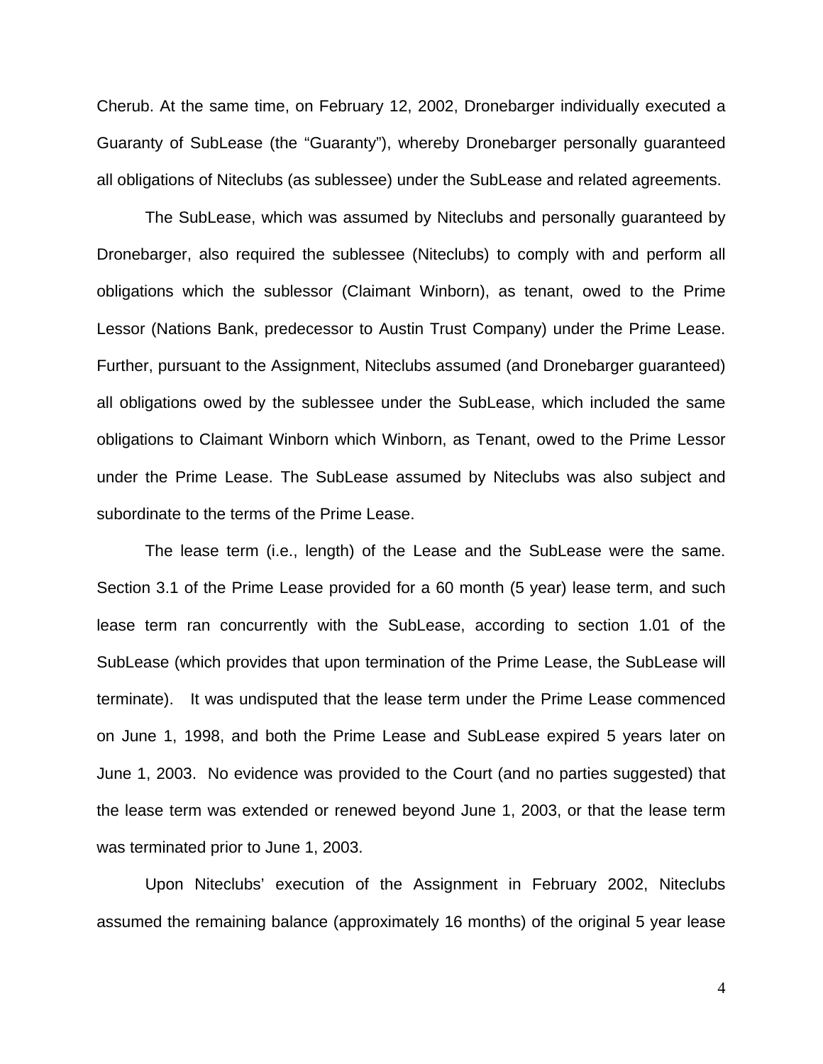Cherub. At the same time, on February 12, 2002, Dronebarger individually executed a Guaranty of SubLease (the "Guaranty"), whereby Dronebarger personally guaranteed all obligations of Niteclubs (as sublessee) under the SubLease and related agreements.

The SubLease, which was assumed by Niteclubs and personally guaranteed by Dronebarger, also required the sublessee (Niteclubs) to comply with and perform all obligations which the sublessor (Claimant Winborn), as tenant, owed to the Prime Lessor (Nations Bank, predecessor to Austin Trust Company) under the Prime Lease. Further, pursuant to the Assignment, Niteclubs assumed (and Dronebarger guaranteed) all obligations owed by the sublessee under the SubLease, which included the same obligations to Claimant Winborn which Winborn, as Tenant, owed to the Prime Lessor under the Prime Lease. The SubLease assumed by Niteclubs was also subject and subordinate to the terms of the Prime Lease.

The lease term (i.e., length) of the Lease and the SubLease were the same. Section 3.1 of the Prime Lease provided for a 60 month (5 year) lease term, and such lease term ran concurrently with the SubLease, according to section 1.01 of the SubLease (which provides that upon termination of the Prime Lease, the SubLease will terminate). It was undisputed that the lease term under the Prime Lease commenced on June 1, 1998, and both the Prime Lease and SubLease expired 5 years later on June 1, 2003. No evidence was provided to the Court (and no parties suggested) that the lease term was extended or renewed beyond June 1, 2003, or that the lease term was terminated prior to June 1, 2003.

Upon Niteclubs' execution of the Assignment in February 2002, Niteclubs assumed the remaining balance (approximately 16 months) of the original 5 year lease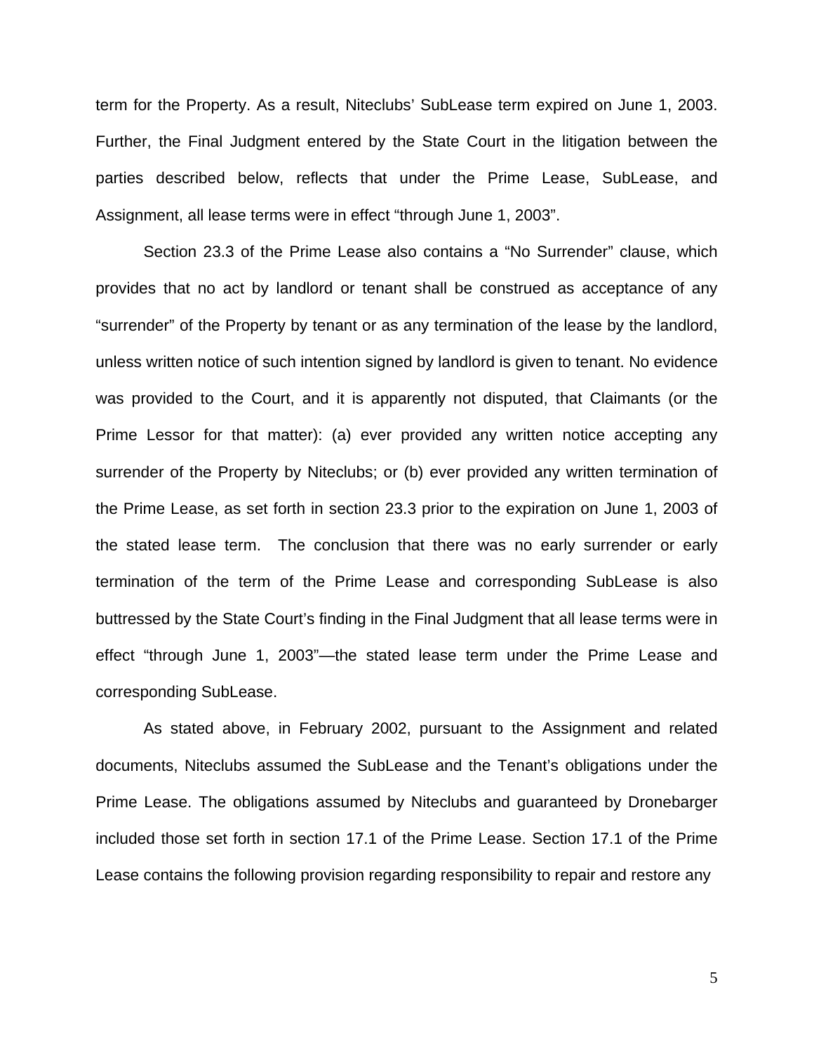term for the Property. As a result, Niteclubs' SubLease term expired on June 1, 2003. Further, the Final Judgment entered by the State Court in the litigation between the parties described below, reflects that under the Prime Lease, SubLease, and Assignment, all lease terms were in effect "through June 1, 2003".

Section 23.3 of the Prime Lease also contains a "No Surrender" clause, which provides that no act by landlord or tenant shall be construed as acceptance of any "surrender" of the Property by tenant or as any termination of the lease by the landlord, unless written notice of such intention signed by landlord is given to tenant. No evidence was provided to the Court, and it is apparently not disputed, that Claimants (or the Prime Lessor for that matter): (a) ever provided any written notice accepting any surrender of the Property by Niteclubs; or (b) ever provided any written termination of the Prime Lease, as set forth in section 23.3 prior to the expiration on June 1, 2003 of the stated lease term. The conclusion that there was no early surrender or early termination of the term of the Prime Lease and corresponding SubLease is also buttressed by the State Court's finding in the Final Judgment that all lease terms were in effect "through June 1, 2003"—the stated lease term under the Prime Lease and corresponding SubLease.

As stated above, in February 2002, pursuant to the Assignment and related documents, Niteclubs assumed the SubLease and the Tenant's obligations under the Prime Lease. The obligations assumed by Niteclubs and guaranteed by Dronebarger included those set forth in section 17.1 of the Prime Lease. Section 17.1 of the Prime Lease contains the following provision regarding responsibility to repair and restore any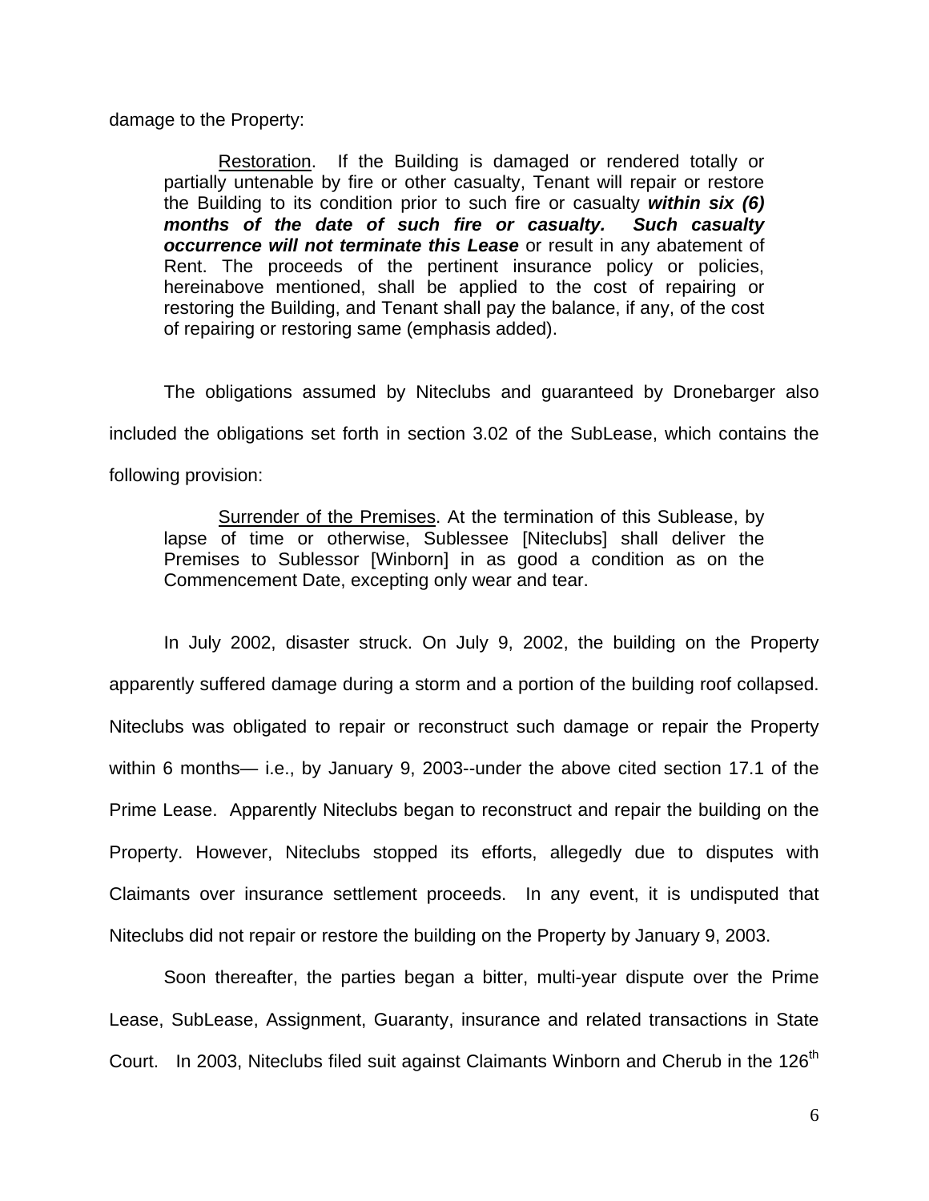damage to the Property:

> Restoration. If the Building is damaged or rendered totally or partially untenable by fire or other casualty, Tenant will repair or restore the Building to its condition prior to such fire or casualty ***within six (6) months of the date of such fire or casualty. Such casualty occurrence will not terminate this Lease*** or result in any abatement of Rent. The proceeds of the pertinent insurance policy or policies, hereinabove mentioned, shall be applied to the cost of repairing or restoring the Building, and Tenant shall pay the balance, if any, of the cost of repairing or restoring same (emphasis added).

The obligations assumed by Niteclubs and guaranteed by Dronebarger also included the obligations set forth in section 3.02 of the SubLease, which contains the following provision:

> Surrender of the Premises. At the termination of this Sublease, by lapse of time or otherwise, Sublessee [Niteclubs] shall deliver the Premises to Sublessor [Winborn] in as good a condition as on the Commencement Date, excepting only wear and tear.

In July 2002, disaster struck. On July 9, 2002, the building on the Property apparently suffered damage during a storm and a portion of the building roof collapsed. Niteclubs was obligated to repair or reconstruct such damage or repair the Property within 6 months— i.e., by January 9, 2003--under the above cited section 17.1 of the Prime Lease. Apparently Niteclubs began to reconstruct and repair the building on the Property. However, Niteclubs stopped its efforts, allegedly due to disputes with Claimants over insurance settlement proceeds. In any event, it is undisputed that Niteclubs did not repair or restore the building on the Property by January 9, 2003.

Soon thereafter, the parties began a bitter, multi-year dispute over the Prime Lease, SubLease, Assignment, Guaranty, insurance and related transactions in State Court. In 2003, Niteclubs filed suit against Claimants Winborn and Cherub in the 126th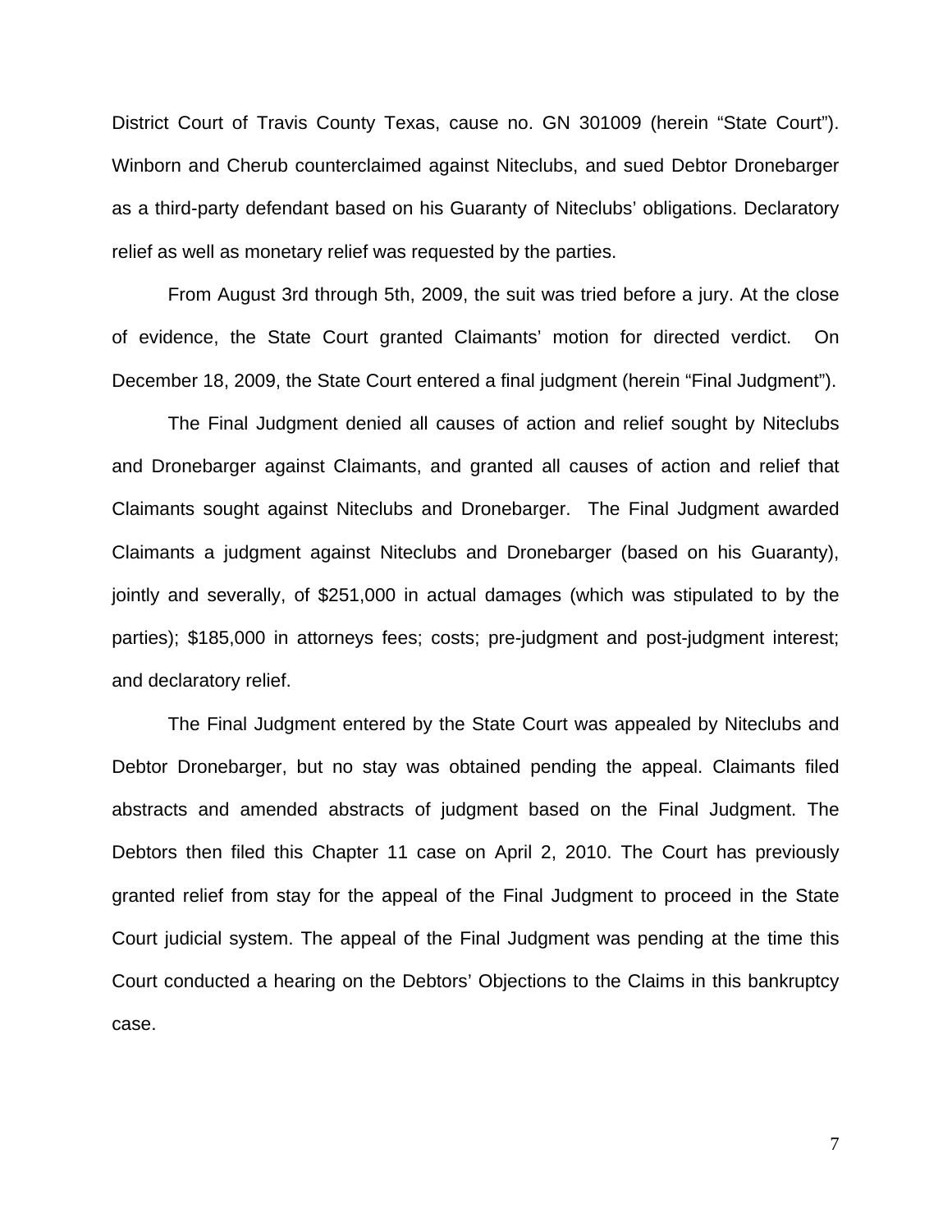District Court of Travis County Texas, cause no. GN 301009 (herein "State Court"). Winborn and Cherub counterclaimed against Niteclubs, and sued Debtor Dronebarger as a third-party defendant based on his Guaranty of Niteclubs' obligations. Declaratory relief as well as monetary relief was requested by the parties.

From August 3rd through 5th, 2009, the suit was tried before a jury. At the close of evidence, the State Court granted Claimants' motion for directed verdict. On December 18, 2009, the State Court entered a final judgment (herein "Final Judgment").

The Final Judgment denied all causes of action and relief sought by Niteclubs and Dronebarger against Claimants, and granted all causes of action and relief that Claimants sought against Niteclubs and Dronebarger. The Final Judgment awarded Claimants a judgment against Niteclubs and Dronebarger (based on his Guaranty), jointly and severally, of $251,000 in actual damages (which was stipulated to by the parties); $185,000 in attorneys fees; costs; pre-judgment and post-judgment interest; and declaratory relief.

The Final Judgment entered by the State Court was appealed by Niteclubs and Debtor Dronebarger, but no stay was obtained pending the appeal. Claimants filed abstracts and amended abstracts of judgment based on the Final Judgment. The Debtors then filed this Chapter 11 case on April 2, 2010. The Court has previously granted relief from stay for the appeal of the Final Judgment to proceed in the State Court judicial system. The appeal of the Final Judgment was pending at the time this Court conducted a hearing on the Debtors' Objections to the Claims in this bankruptcy case.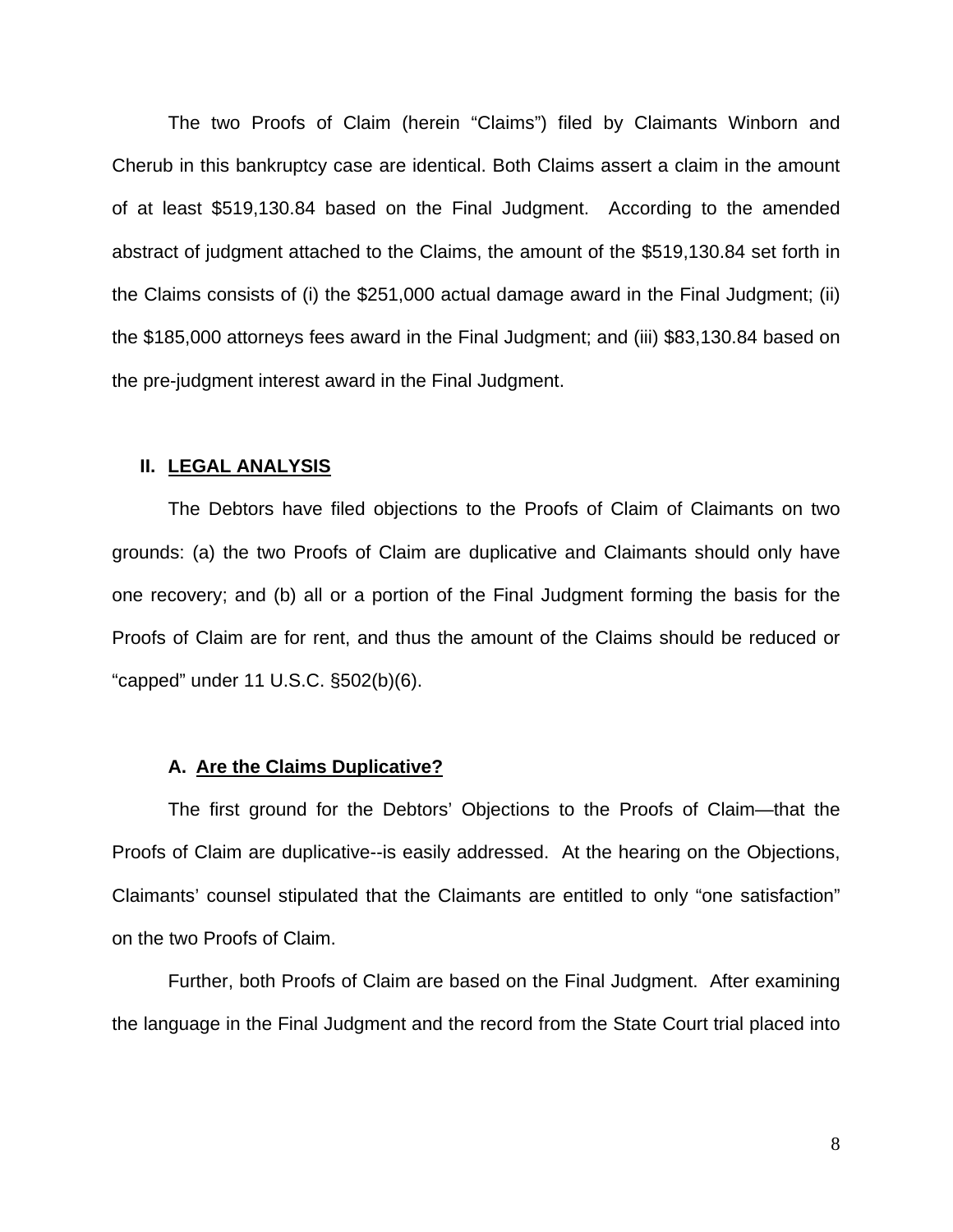The two Proofs of Claim (herein "Claims") filed by Claimants Winborn and Cherub in this bankruptcy case are identical. Both Claims assert a claim in the amount of at least $519,130.84 based on the Final Judgment. According to the amended abstract of judgment attached to the Claims, the amount of the $519,130.84 set forth in the Claims consists of (i) the $251,000 actual damage award in the Final Judgment; (ii) the $185,000 attorneys fees award in the Final Judgment; and (iii) $83,130.84 based on the pre-judgment interest award in the Final Judgment.

## II. LEGAL ANALYSIS

The Debtors have filed objections to the Proofs of Claim of Claimants on two grounds: (a) the two Proofs of Claim are duplicative and Claimants should only have one recovery; and (b) all or a portion of the Final Judgment forming the basis for the Proofs of Claim are for rent, and thus the amount of the Claims should be reduced or "capped" under 11 U.S.C. §502(b)(6).

### A. Are the Claims Duplicative?

The first ground for the Debtors' Objections to the Proofs of Claim—that the Proofs of Claim are duplicative--is easily addressed. At the hearing on the Objections, Claimants' counsel stipulated that the Claimants are entitled to only "one satisfaction" on the two Proofs of Claim.

Further, both Proofs of Claim are based on the Final Judgment. After examining the language in the Final Judgment and the record from the State Court trial placed into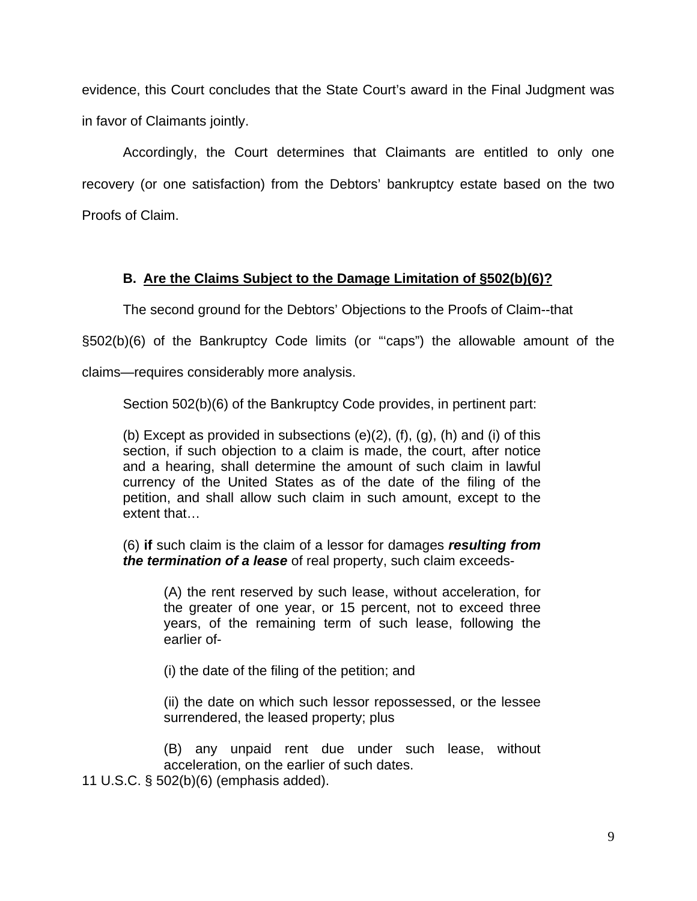evidence, this Court concludes that the State Court's award in the Final Judgment was in favor of Claimants jointly.

Accordingly, the Court determines that Claimants are entitled to only one recovery (or one satisfaction) from the Debtors' bankruptcy estate based on the two Proofs of Claim.

### B. <u>Are the Claims Subject to the Damage Limitation of §502(b)(6)?</u>

The second ground for the Debtors' Objections to the Proofs of Claim--that §502(b)(6) of the Bankruptcy Code limits (or "'caps") the allowable amount of the claims—requires considerably more analysis.

Section 502(b)(6) of the Bankruptcy Code provides, in pertinent part:

> (b) Except as provided in subsections (e)(2), (f), (g), (h) and (i) of this section, if such objection to a claim is made, the court, after notice and a hearing, shall determine the amount of such claim in lawful currency of the United States as of the date of the filing of the petition, and shall allow such claim in such amount, except to the extent that…
>
> (6) **if** such claim is the claim of a lessor for damages ***resulting from the termination of a lease*** of real property, such claim exceeds-
>
> > (A) the rent reserved by such lease, without acceleration, for the greater of one year, or 15 percent, not to exceed three years, of the remaining term of such lease, following the earlier of-
> >
> > (i) the date of the filing of the petition; and
> >
> > (ii) the date on which such lessor repossessed, or the lessee surrendered, the leased property; plus
> >
> > (B) any unpaid rent due under such lease, without acceleration, on the earlier of such dates.

11 U.S.C. § 502(b)(6) (emphasis added).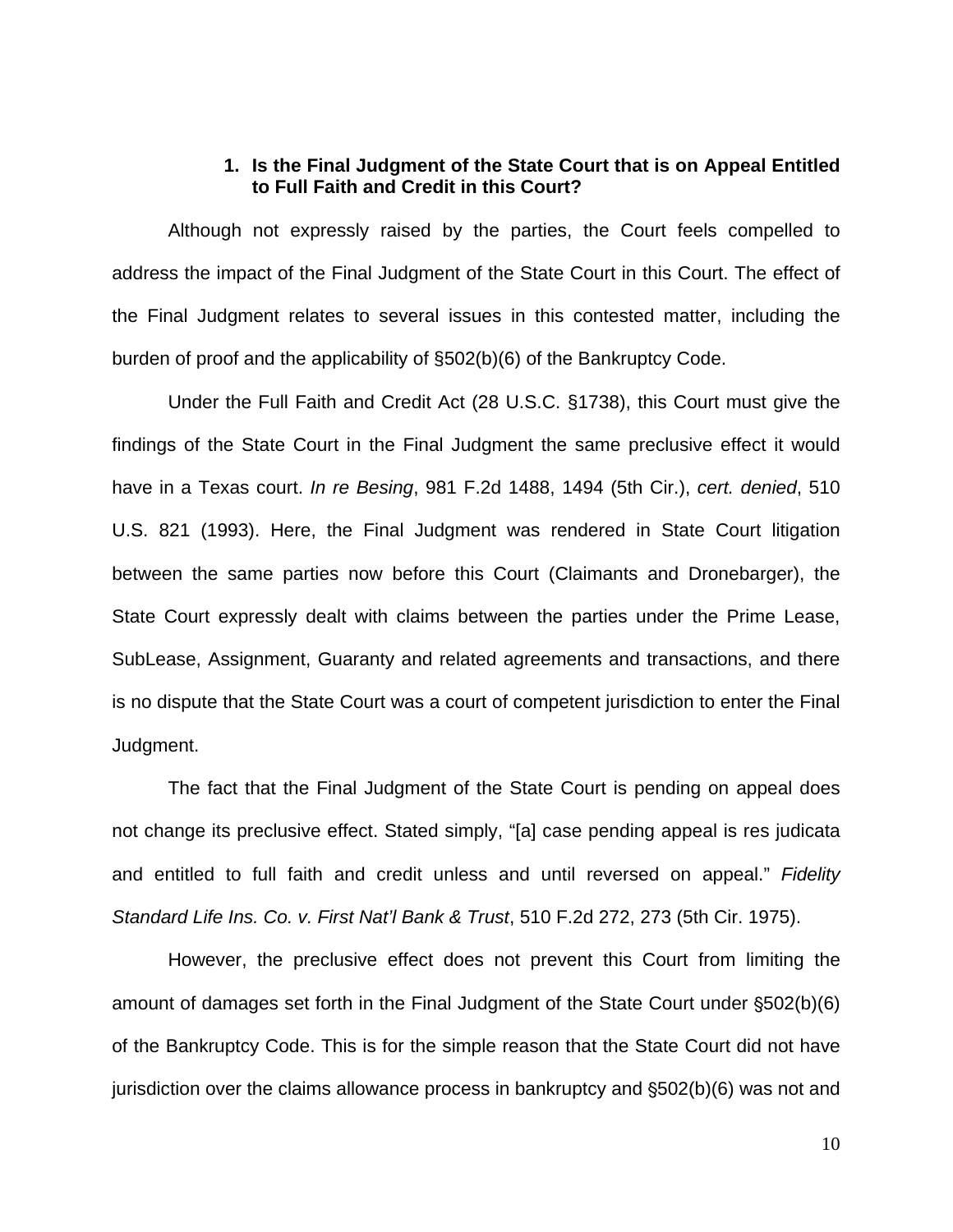### 1. Is the Final Judgment of the State Court that is on Appeal Entitled to Full Faith and Credit in this Court?

Although not expressly raised by the parties, the Court feels compelled to address the impact of the Final Judgment of the State Court in this Court. The effect of the Final Judgment relates to several issues in this contested matter, including the burden of proof and the applicability of §502(b)(6) of the Bankruptcy Code.

Under the Full Faith and Credit Act (28 U.S.C. §1738), this Court must give the findings of the State Court in the Final Judgment the same preclusive effect it would have in a Texas court. *In re Besing*, 981 F.2d 1488, 1494 (5th Cir.), *cert. denied*, 510 U.S. 821 (1993). Here, the Final Judgment was rendered in State Court litigation between the same parties now before this Court (Claimants and Dronebarger), the State Court expressly dealt with claims between the parties under the Prime Lease, SubLease, Assignment, Guaranty and related agreements and transactions, and there is no dispute that the State Court was a court of competent jurisdiction to enter the Final Judgment.

The fact that the Final Judgment of the State Court is pending on appeal does not change its preclusive effect. Stated simply, "[a] case pending appeal is res judicata and entitled to full faith and credit unless and until reversed on appeal." *Fidelity Standard Life Ins. Co. v. First Nat'l Bank & Trust*, 510 F.2d 272, 273 (5th Cir. 1975).

However, the preclusive effect does not prevent this Court from limiting the amount of damages set forth in the Final Judgment of the State Court under §502(b)(6) of the Bankruptcy Code. This is for the simple reason that the State Court did not have jurisdiction over the claims allowance process in bankruptcy and §502(b)(6) was not and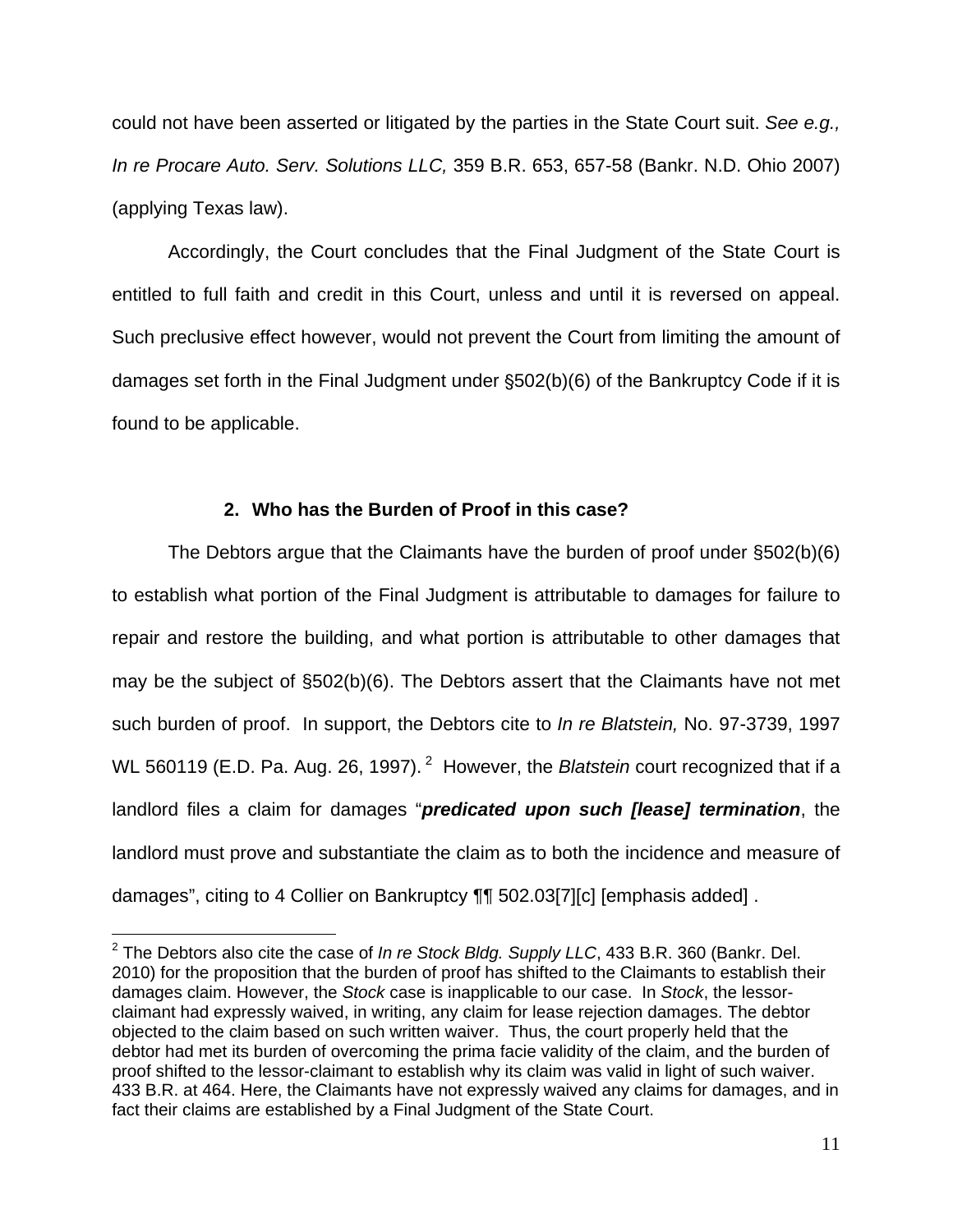could not have been asserted or litigated by the parties in the State Court suit. *See e.g., In re Procare Auto. Serv. Solutions LLC,* 359 B.R. 653, 657-58 (Bankr. N.D. Ohio 2007) (applying Texas law).

Accordingly, the Court concludes that the Final Judgment of the State Court is entitled to full faith and credit in this Court, unless and until it is reversed on appeal. Such preclusive effect however, would not prevent the Court from limiting the amount of damages set forth in the Final Judgment under §502(b)(6) of the Bankruptcy Code if it is found to be applicable.

### 2. Who has the Burden of Proof in this case?

The Debtors argue that the Claimants have the burden of proof under §502(b)(6) to establish what portion of the Final Judgment is attributable to damages for failure to repair and restore the building, and what portion is attributable to other damages that may be the subject of §502(b)(6). The Debtors assert that the Claimants have not met such burden of proof. In support, the Debtors cite to *In re Blatstein,* No. 97-3739, 1997 WL 560119 (E.D. Pa. Aug. 26, 1997).[2] However, the *Blatstein* court recognized that if a landlord files a claim for damages "***predicated upon such [lease] termination***, the landlord must prove and substantiate the claim as to both the incidence and measure of damages", citing to 4 Collier on Bankruptcy ¶¶ 502.03[7][c] [emphasis added] .

---

[2] The Debtors also cite the case of *In re Stock Bldg. Supply LLC*, 433 B.R. 360 (Bankr. Del. 2010) for the proposition that the burden of proof has shifted to the Claimants to establish their damages claim. However, the *Stock* case is inapplicable to our case. In *Stock*, the lessor-claimant had expressly waived, in writing, any claim for lease rejection damages. The debtor objected to the claim based on such written waiver. Thus, the court properly held that the debtor had met its burden of overcoming the prima facie validity of the claim, and the burden of proof shifted to the lessor-claimant to establish why its claim was valid in light of such waiver. 433 B.R. at 464. Here, the Claimants have not expressly waived any claims for damages, and in fact their claims are established by a Final Judgment of the State Court.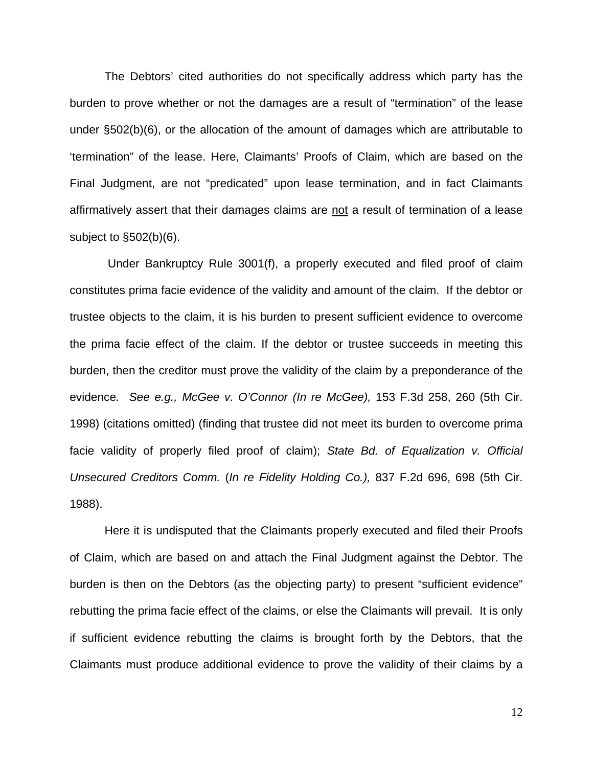The Debtors' cited authorities do not specifically address which party has the burden to prove whether or not the damages are a result of "termination" of the lease under §502(b)(6), or the allocation of the amount of damages which are attributable to 'termination" of the lease. Here, Claimants' Proofs of Claim, which are based on the Final Judgment, are not "predicated" upon lease termination, and in fact Claimants affirmatively assert that their damages claims are <u>not</u> a result of termination of a lease subject to §502(b)(6).

Under Bankruptcy Rule 3001(f), a properly executed and filed proof of claim constitutes prima facie evidence of the validity and amount of the claim. If the debtor or trustee objects to the claim, it is his burden to present sufficient evidence to overcome the prima facie effect of the claim. If the debtor or trustee succeeds in meeting this burden, then the creditor must prove the validity of the claim by a preponderance of the evidence*. See e.g., McGee v. O'Connor (In re McGee),* 153 F.3d 258, 260 (5th Cir. 1998) (citations omitted) (finding that trustee did not meet its burden to overcome prima facie validity of properly filed proof of claim); *State Bd. of Equalization v. Official Unsecured Creditors Comm.* (*In re Fidelity Holding Co.),* 837 F.2d 696, 698 (5th Cir. 1988).

Here it is undisputed that the Claimants properly executed and filed their Proofs of Claim, which are based on and attach the Final Judgment against the Debtor. The burden is then on the Debtors (as the objecting party) to present "sufficient evidence" rebutting the prima facie effect of the claims, or else the Claimants will prevail. It is only if sufficient evidence rebutting the claims is brought forth by the Debtors, that the Claimants must produce additional evidence to prove the validity of their claims by a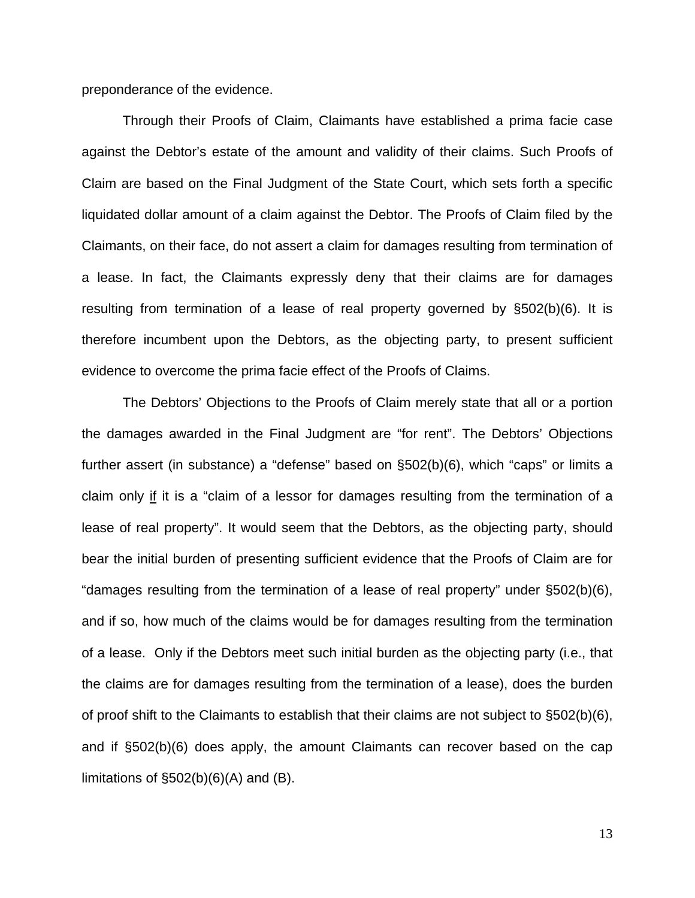preponderance of the evidence.

Through their Proofs of Claim, Claimants have established a prima facie case against the Debtor's estate of the amount and validity of their claims. Such Proofs of Claim are based on the Final Judgment of the State Court, which sets forth a specific liquidated dollar amount of a claim against the Debtor. The Proofs of Claim filed by the Claimants, on their face, do not assert a claim for damages resulting from termination of a lease. In fact, the Claimants expressly deny that their claims are for damages resulting from termination of a lease of real property governed by §502(b)(6). It is therefore incumbent upon the Debtors, as the objecting party, to present sufficient evidence to overcome the prima facie effect of the Proofs of Claims.

The Debtors' Objections to the Proofs of Claim merely state that all or a portion the damages awarded in the Final Judgment are "for rent". The Debtors' Objections further assert (in substance) a "defense" based on §502(b)(6), which "caps" or limits a claim only <u>if</u> it is a "claim of a lessor for damages resulting from the termination of a lease of real property". It would seem that the Debtors, as the objecting party, should bear the initial burden of presenting sufficient evidence that the Proofs of Claim are for "damages resulting from the termination of a lease of real property" under §502(b)(6), and if so, how much of the claims would be for damages resulting from the termination of a lease. Only if the Debtors meet such initial burden as the objecting party (i.e., that the claims are for damages resulting from the termination of a lease), does the burden of proof shift to the Claimants to establish that their claims are not subject to §502(b)(6), and if §502(b)(6) does apply, the amount Claimants can recover based on the cap limitations of §502(b)(6)(A) and (B).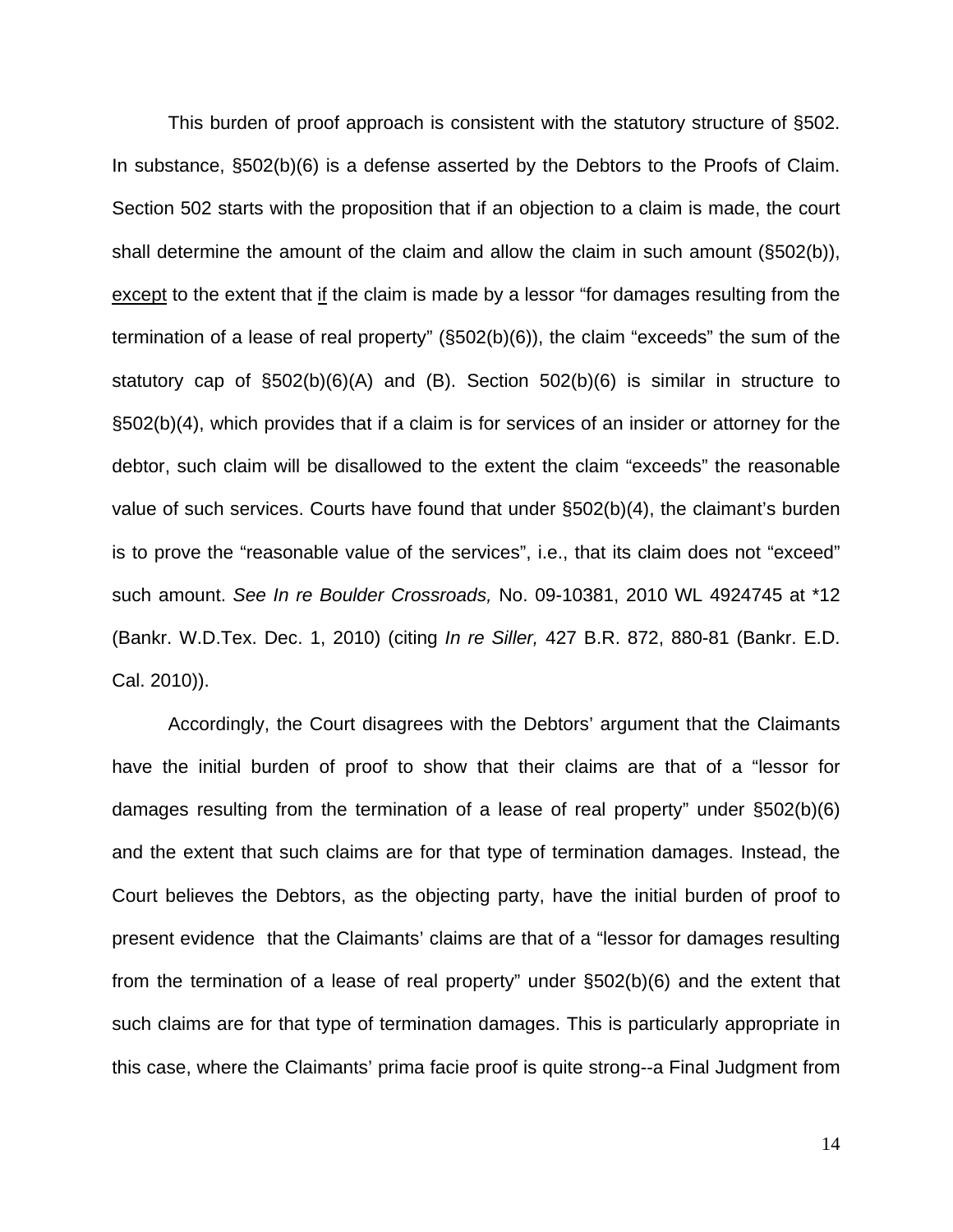This burden of proof approach is consistent with the statutory structure of §502. In substance, §502(b)(6) is a defense asserted by the Debtors to the Proofs of Claim. Section 502 starts with the proposition that if an objection to a claim is made, the court shall determine the amount of the claim and allow the claim in such amount (§502(b)), <u>except</u> to the extent that <u>if</u> the claim is made by a lessor "for damages resulting from the termination of a lease of real property" (§502(b)(6)), the claim "exceeds" the sum of the statutory cap of §502(b)(6)(A) and (B). Section 502(b)(6) is similar in structure to §502(b)(4), which provides that if a claim is for services of an insider or attorney for the debtor, such claim will be disallowed to the extent the claim "exceeds" the reasonable value of such services. Courts have found that under §502(b)(4), the claimant's burden is to prove the "reasonable value of the services", i.e., that its claim does not "exceed" such amount. *See In re Boulder Crossroads,* No. 09-10381, 2010 WL 4924745 at *12 (Bankr. W.D.Tex. Dec. 1, 2010) (citing *In re Siller,* 427 B.R. 872, 880-81 (Bankr. E.D. Cal. 2010)).

Accordingly, the Court disagrees with the Debtors' argument that the Claimants have the initial burden of proof to show that their claims are that of a "lessor for damages resulting from the termination of a lease of real property" under §502(b)(6) and the extent that such claims are for that type of termination damages. Instead, the Court believes the Debtors, as the objecting party, have the initial burden of proof to present evidence that the Claimants' claims are that of a "lessor for damages resulting from the termination of a lease of real property" under §502(b)(6) and the extent that such claims are for that type of termination damages. This is particularly appropriate in this case, where the Claimants' prima facie proof is quite strong--a Final Judgment from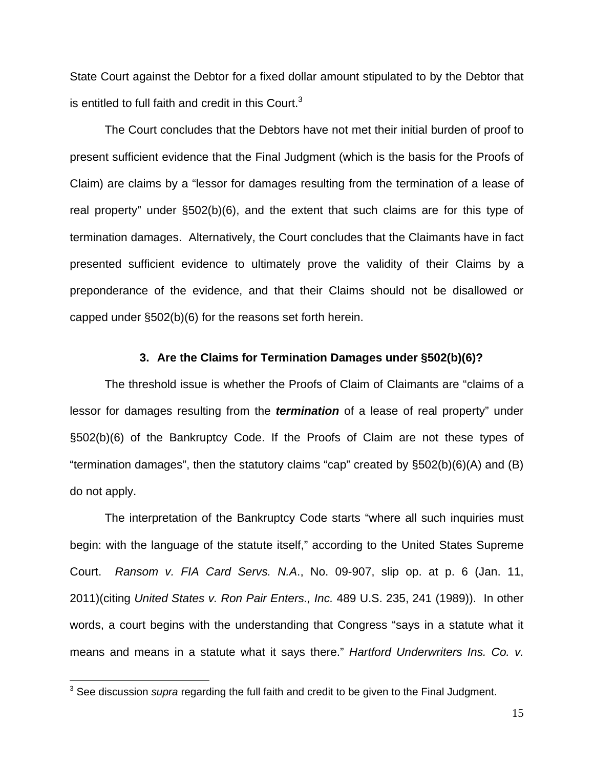State Court against the Debtor for a fixed dollar amount stipulated to by the Debtor that is entitled to full faith and credit in this Court.[3]

The Court concludes that the Debtors have not met their initial burden of proof to present sufficient evidence that the Final Judgment (which is the basis for the Proofs of Claim) are claims by a "lessor for damages resulting from the termination of a lease of real property" under §502(b)(6), and the extent that such claims are for this type of termination damages. Alternatively, the Court concludes that the Claimants have in fact presented sufficient evidence to ultimately prove the validity of their Claims by a preponderance of the evidence, and that their Claims should not be disallowed or capped under §502(b)(6) for the reasons set forth herein.

### 3. Are the Claims for Termination Damages under §502(b)(6)?

The threshold issue is whether the Proofs of Claim of Claimants are "claims of a lessor for damages resulting from the ***termination*** of a lease of real property" under §502(b)(6) of the Bankruptcy Code. If the Proofs of Claim are not these types of "termination damages", then the statutory claims "cap" created by §502(b)(6)(A) and (B) do not apply.

The interpretation of the Bankruptcy Code starts "where all such inquiries must begin: with the language of the statute itself," according to the United States Supreme Court. *Ransom v. FIA Card Servs. N.A.*, No. 09-907, slip op. at p. 6 (Jan. 11, 2011)(citing *United States v. Ron Pair Enters., Inc.* 489 U.S. 235, 241 (1989)). In other words, a court begins with the understanding that Congress "says in a statute what it means and means in a statute what it says there." *Hartford Underwriters Ins. Co. v.*

[3] See discussion *supra* regarding the full faith and credit to be given to the Final Judgment.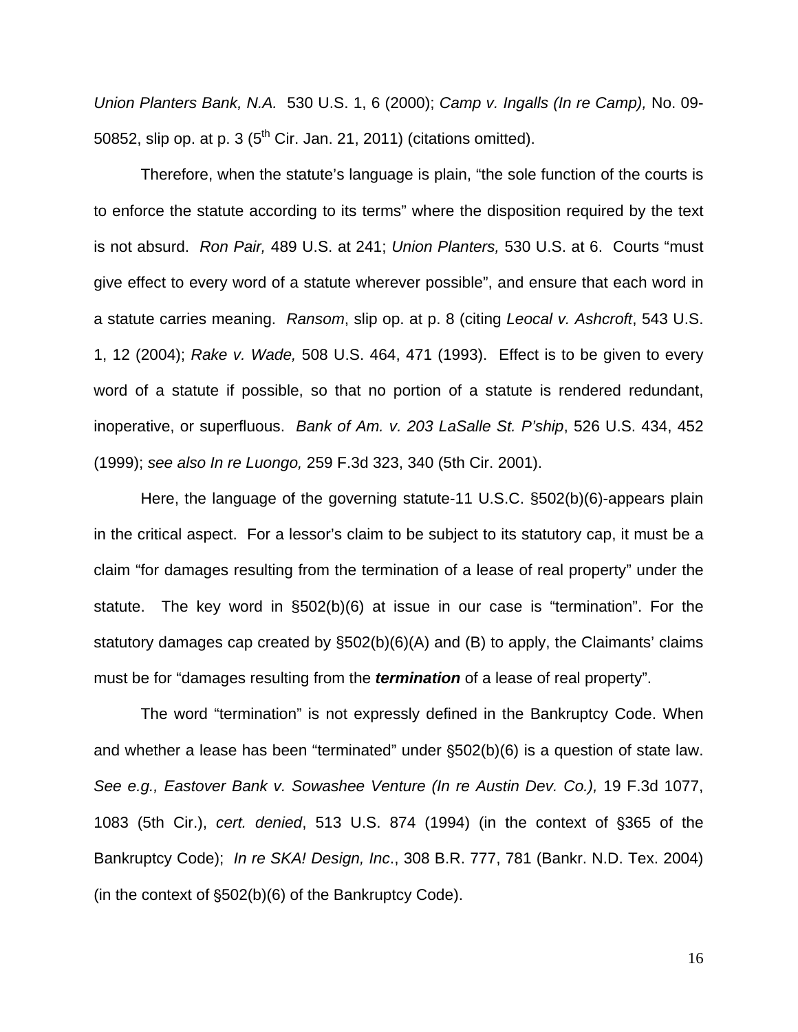*Union Planters Bank, N.A.* 530 U.S. 1, 6 (2000); *Camp v. Ingalls (In re Camp),* No. 09-50852, slip op. at p. 3 (5th Cir. Jan. 21, 2011) (citations omitted).

Therefore, when the statute's language is plain, "the sole function of the courts is to enforce the statute according to its terms" where the disposition required by the text is not absurd. *Ron Pair,* 489 U.S. at 241; *Union Planters,* 530 U.S. at 6. Courts "must give effect to every word of a statute wherever possible", and ensure that each word in a statute carries meaning. *Ransom*, slip op. at p. 8 (citing *Leocal v. Ashcroft*, 543 U.S. 1, 12 (2004); *Rake v. Wade,* 508 U.S. 464, 471 (1993). Effect is to be given to every word of a statute if possible, so that no portion of a statute is rendered redundant, inoperative, or superfluous. *Bank of Am. v. 203 LaSalle St. P'ship*, 526 U.S. 434, 452 (1999); *see also In re Luongo,* 259 F.3d 323, 340 (5th Cir. 2001).

Here, the language of the governing statute-11 U.S.C. §502(b)(6)-appears plain in the critical aspect. For a lessor's claim to be subject to its statutory cap, it must be a claim "for damages resulting from the termination of a lease of real property" under the statute. The key word in §502(b)(6) at issue in our case is "termination". For the statutory damages cap created by §502(b)(6)(A) and (B) to apply, the Claimants' claims must be for "damages resulting from the ***termination*** of a lease of real property".

The word "termination" is not expressly defined in the Bankruptcy Code. When and whether a lease has been "terminated" under §502(b)(6) is a question of state law. *See e.g., Eastover Bank v. Sowashee Venture (In re Austin Dev. Co.),* 19 F.3d 1077, 1083 (5th Cir.), *cert. denied*, 513 U.S. 874 (1994) (in the context of §365 of the Bankruptcy Code); *In re SKA! Design, Inc*., 308 B.R. 777, 781 (Bankr. N.D. Tex. 2004) (in the context of §502(b)(6) of the Bankruptcy Code).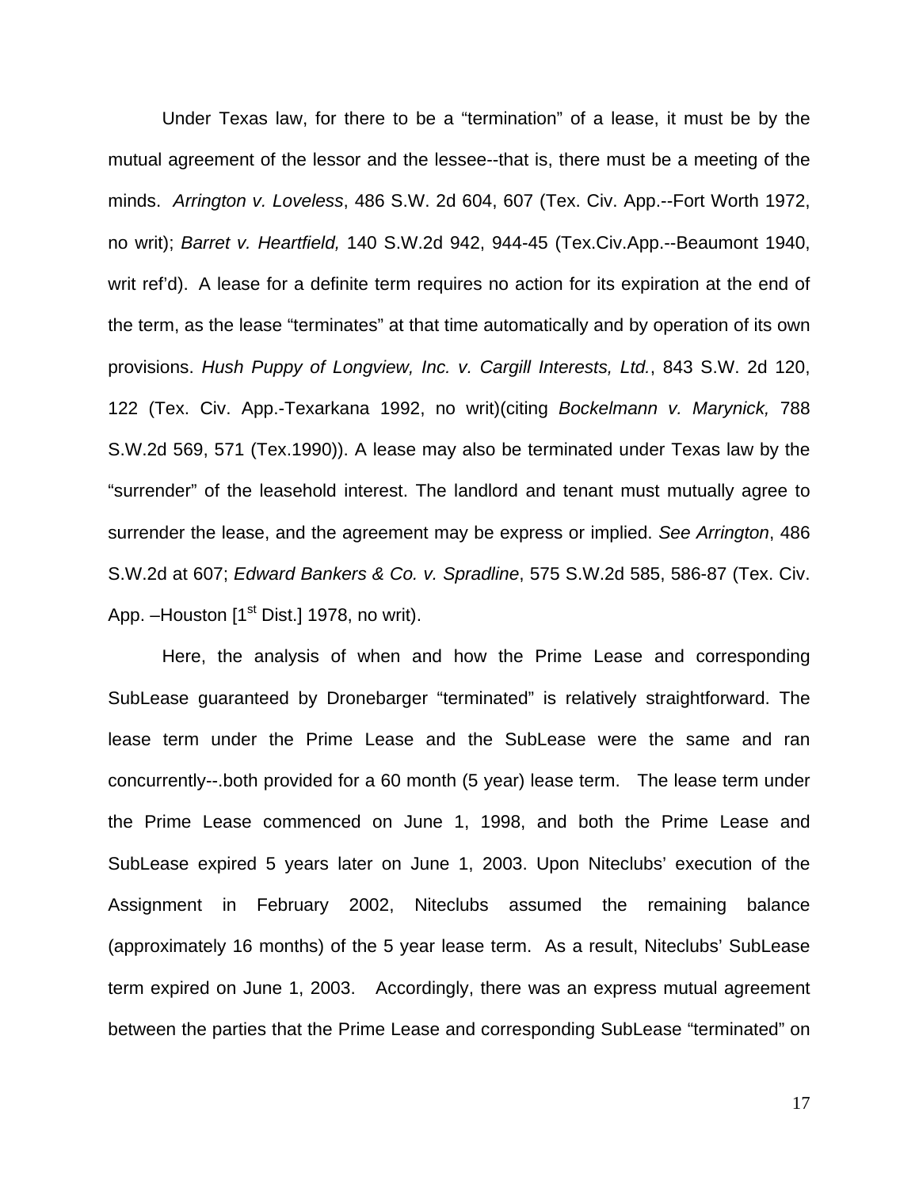Under Texas law, for there to be a "termination" of a lease, it must be by the mutual agreement of the lessor and the lessee--that is, there must be a meeting of the minds. *Arrington v. Loveless*, 486 S.W. 2d 604, 607 (Tex. Civ. App.--Fort Worth 1972, no writ); *Barret v. Heartfield,* 140 S.W.2d 942, 944-45 (Tex.Civ.App.--Beaumont 1940, writ ref'd). A lease for a definite term requires no action for its expiration at the end of the term, as the lease "terminates" at that time automatically and by operation of its own provisions. *Hush Puppy of Longview, Inc. v. Cargill Interests, Ltd.*, 843 S.W. 2d 120, 122 (Tex. Civ. App.-Texarkana 1992, no writ)(citing *Bockelmann v. Marynick,* 788 S.W.2d 569, 571 (Tex.1990)). A lease may also be terminated under Texas law by the "surrender" of the leasehold interest. The landlord and tenant must mutually agree to surrender the lease, and the agreement may be express or implied. *See Arrington*, 486 S.W.2d at 607; *Edward Bankers & Co. v. Spradline*, 575 S.W.2d 585, 586-87 (Tex. Civ. App. –Houston [1st Dist.] 1978, no writ).

Here, the analysis of when and how the Prime Lease and corresponding SubLease guaranteed by Dronebarger "terminated" is relatively straightforward. The lease term under the Prime Lease and the SubLease were the same and ran concurrently--.both provided for a 60 month (5 year) lease term. The lease term under the Prime Lease commenced on June 1, 1998, and both the Prime Lease and SubLease expired 5 years later on June 1, 2003. Upon Niteclubs' execution of the Assignment in February 2002, Niteclubs assumed the remaining balance (approximately 16 months) of the 5 year lease term. As a result, Niteclubs' SubLease term expired on June 1, 2003. Accordingly, there was an express mutual agreement between the parties that the Prime Lease and corresponding SubLease "terminated" on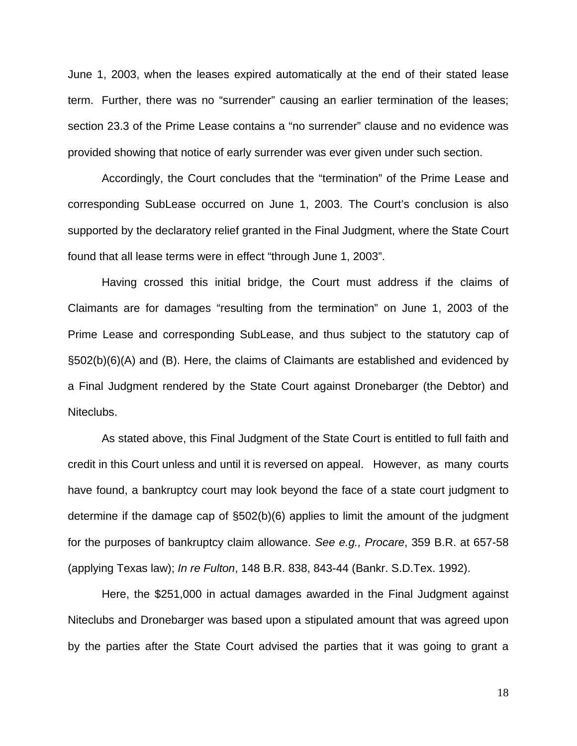June 1, 2003, when the leases expired automatically at the end of their stated lease term. Further, there was no "surrender" causing an earlier termination of the leases; section 23.3 of the Prime Lease contains a "no surrender" clause and no evidence was provided showing that notice of early surrender was ever given under such section.

Accordingly, the Court concludes that the "termination" of the Prime Lease and corresponding SubLease occurred on June 1, 2003. The Court's conclusion is also supported by the declaratory relief granted in the Final Judgment, where the State Court found that all lease terms were in effect "through June 1, 2003".

Having crossed this initial bridge, the Court must address if the claims of Claimants are for damages "resulting from the termination" on June 1, 2003 of the Prime Lease and corresponding SubLease, and thus subject to the statutory cap of §502(b)(6)(A) and (B). Here, the claims of Claimants are established and evidenced by a Final Judgment rendered by the State Court against Dronebarger (the Debtor) and Niteclubs.

As stated above, this Final Judgment of the State Court is entitled to full faith and credit in this Court unless and until it is reversed on appeal. However, as many courts have found, a bankruptcy court may look beyond the face of a state court judgment to determine if the damage cap of §502(b)(6) applies to limit the amount of the judgment for the purposes of bankruptcy claim allowance. *See e.g., Procare*, 359 B.R. at 657-58 (applying Texas law); *In re Fulton*, 148 B.R. 838, 843-44 (Bankr. S.D.Tex. 1992).

Here, the $251,000 in actual damages awarded in the Final Judgment against Niteclubs and Dronebarger was based upon a stipulated amount that was agreed upon by the parties after the State Court advised the parties that it was going to grant a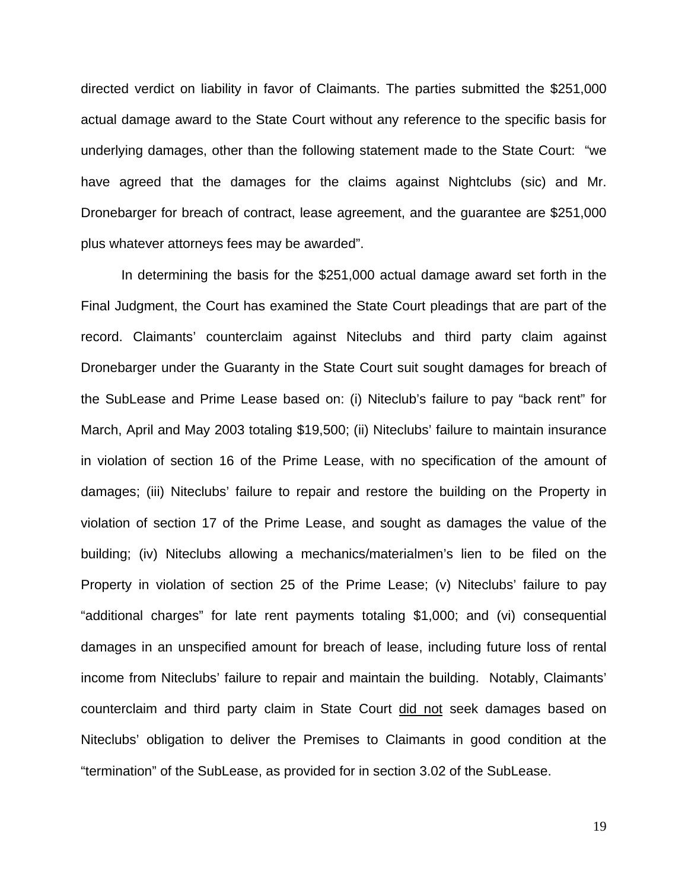directed verdict on liability in favor of Claimants. The parties submitted the $251,000 actual damage award to the State Court without any reference to the specific basis for underlying damages, other than the following statement made to the State Court: "we have agreed that the damages for the claims against Nightclubs (sic) and Mr. Dronebarger for breach of contract, lease agreement, and the guarantee are $251,000 plus whatever attorneys fees may be awarded".

In determining the basis for the $251,000 actual damage award set forth in the Final Judgment, the Court has examined the State Court pleadings that are part of the record. Claimants' counterclaim against Niteclubs and third party claim against Dronebarger under the Guaranty in the State Court suit sought damages for breach of the SubLease and Prime Lease based on: (i) Niteclub's failure to pay "back rent" for March, April and May 2003 totaling $19,500; (ii) Niteclubs' failure to maintain insurance in violation of section 16 of the Prime Lease, with no specification of the amount of damages; (iii) Niteclubs' failure to repair and restore the building on the Property in violation of section 17 of the Prime Lease, and sought as damages the value of the building; (iv) Niteclubs allowing a mechanics/materialmen's lien to be filed on the Property in violation of section 25 of the Prime Lease; (v) Niteclubs' failure to pay "additional charges" for late rent payments totaling $1,000; and (vi) consequential damages in an unspecified amount for breach of lease, including future loss of rental income from Niteclubs' failure to repair and maintain the building. Notably, Claimants' counterclaim and third party claim in State Court <u>did not</u> seek damages based on Niteclubs' obligation to deliver the Premises to Claimants in good condition at the "termination" of the SubLease, as provided for in section 3.02 of the SubLease.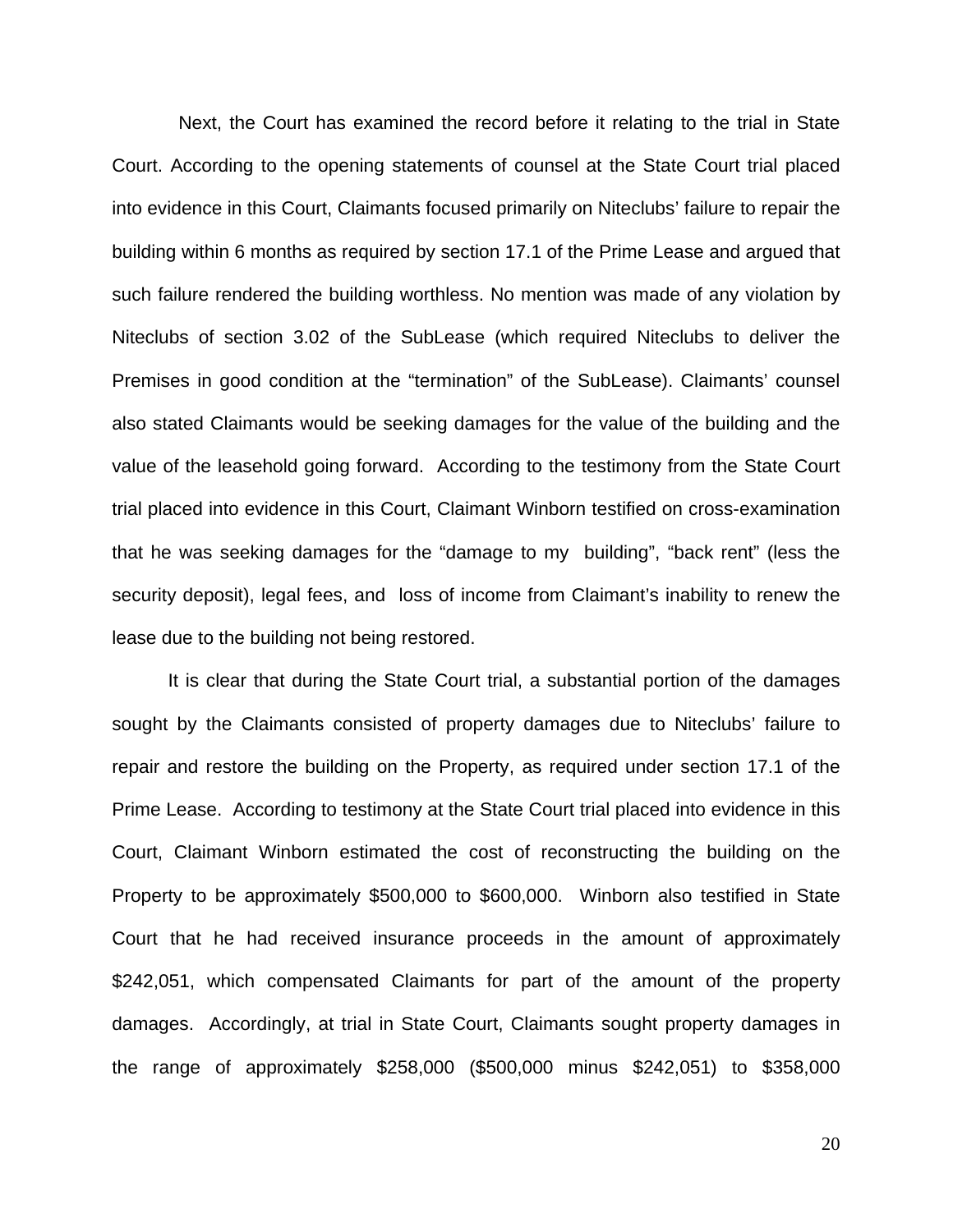Next, the Court has examined the record before it relating to the trial in State Court. According to the opening statements of counsel at the State Court trial placed into evidence in this Court, Claimants focused primarily on Niteclubs' failure to repair the building within 6 months as required by section 17.1 of the Prime Lease and argued that such failure rendered the building worthless. No mention was made of any violation by Niteclubs of section 3.02 of the SubLease (which required Niteclubs to deliver the Premises in good condition at the "termination" of the SubLease). Claimants' counsel also stated Claimants would be seeking damages for the value of the building and the value of the leasehold going forward. According to the testimony from the State Court trial placed into evidence in this Court, Claimant Winborn testified on cross-examination that he was seeking damages for the "damage to my building", "back rent" (less the security deposit), legal fees, and loss of income from Claimant's inability to renew the lease due to the building not being restored.

It is clear that during the State Court trial, a substantial portion of the damages sought by the Claimants consisted of property damages due to Niteclubs' failure to repair and restore the building on the Property, as required under section 17.1 of the Prime Lease. According to testimony at the State Court trial placed into evidence in this Court, Claimant Winborn estimated the cost of reconstructing the building on the Property to be approximately $500,000 to $600,000. Winborn also testified in State Court that he had received insurance proceeds in the amount of approximately $242,051, which compensated Claimants for part of the amount of the property damages. Accordingly, at trial in State Court, Claimants sought property damages in the range of approximately $258,000 ($500,000 minus $242,051) to $358,000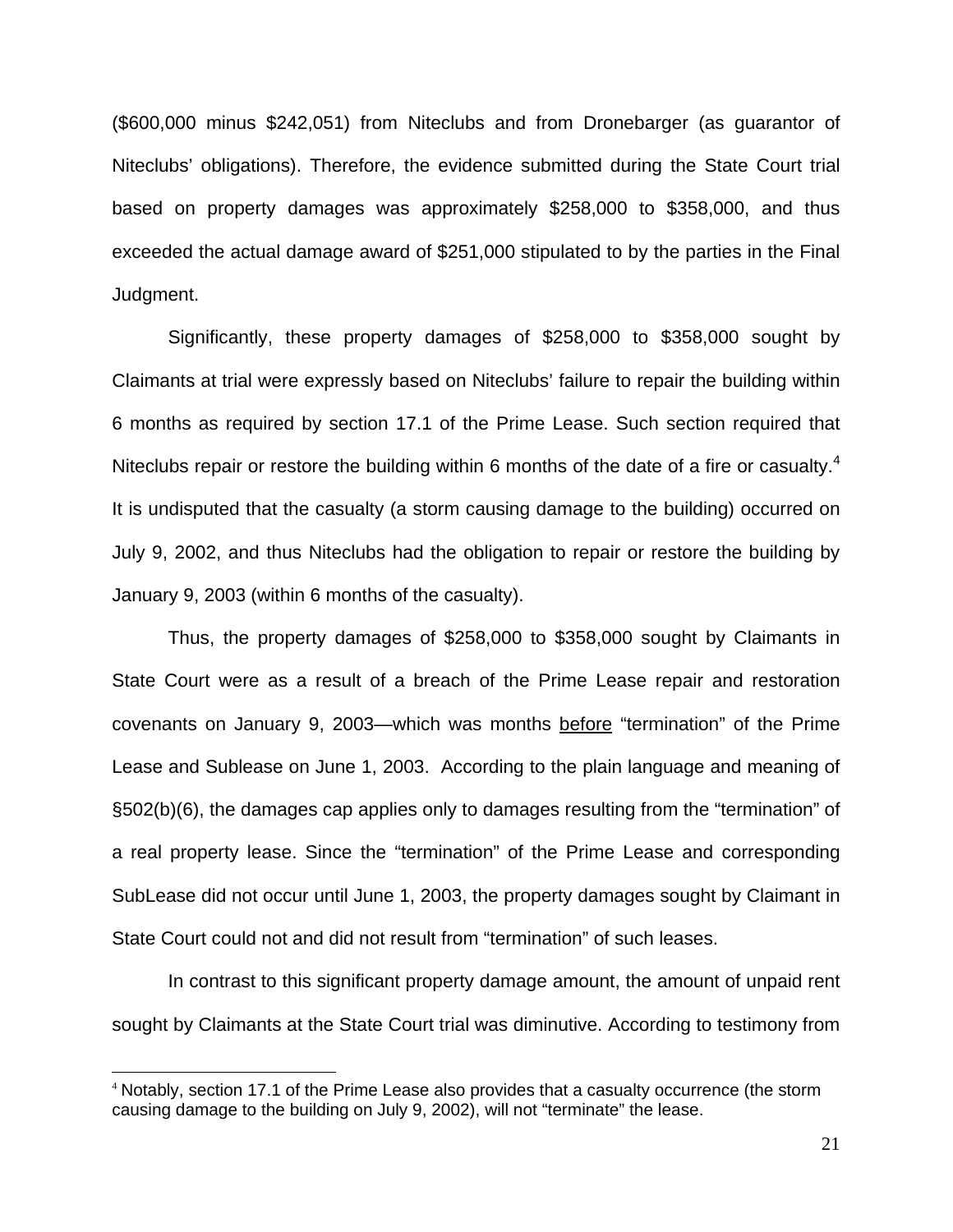($600,000 minus $242,051) from Niteclubs and from Dronebarger (as guarantor of Niteclubs' obligations). Therefore, the evidence submitted during the State Court trial based on property damages was approximately $258,000 to $358,000, and thus exceeded the actual damage award of $251,000 stipulated to by the parties in the Final Judgment.

Significantly, these property damages of $258,000 to $358,000 sought by Claimants at trial were expressly based on Niteclubs' failure to repair the building within 6 months as required by section 17.1 of the Prime Lease. Such section required that Niteclubs repair or restore the building within 6 months of the date of a fire or casualty.[4] It is undisputed that the casualty (a storm causing damage to the building) occurred on July 9, 2002, and thus Niteclubs had the obligation to repair or restore the building by January 9, 2003 (within 6 months of the casualty).

Thus, the property damages of $258,000 to $358,000 sought by Claimants in State Court were as a result of a breach of the Prime Lease repair and restoration covenants on January 9, 2003—which was months <u>before</u> "termination" of the Prime Lease and Sublease on June 1, 2003. According to the plain language and meaning of §502(b)(6), the damages cap applies only to damages resulting from the "termination" of a real property lease. Since the "termination" of the Prime Lease and corresponding SubLease did not occur until June 1, 2003, the property damages sought by Claimant in State Court could not and did not result from "termination" of such leases.

In contrast to this significant property damage amount, the amount of unpaid rent sought by Claimants at the State Court trial was diminutive. According to testimony from

[4] Notably, section 17.1 of the Prime Lease also provides that a casualty occurrence (the storm causing damage to the building on July 9, 2002), will not "terminate" the lease.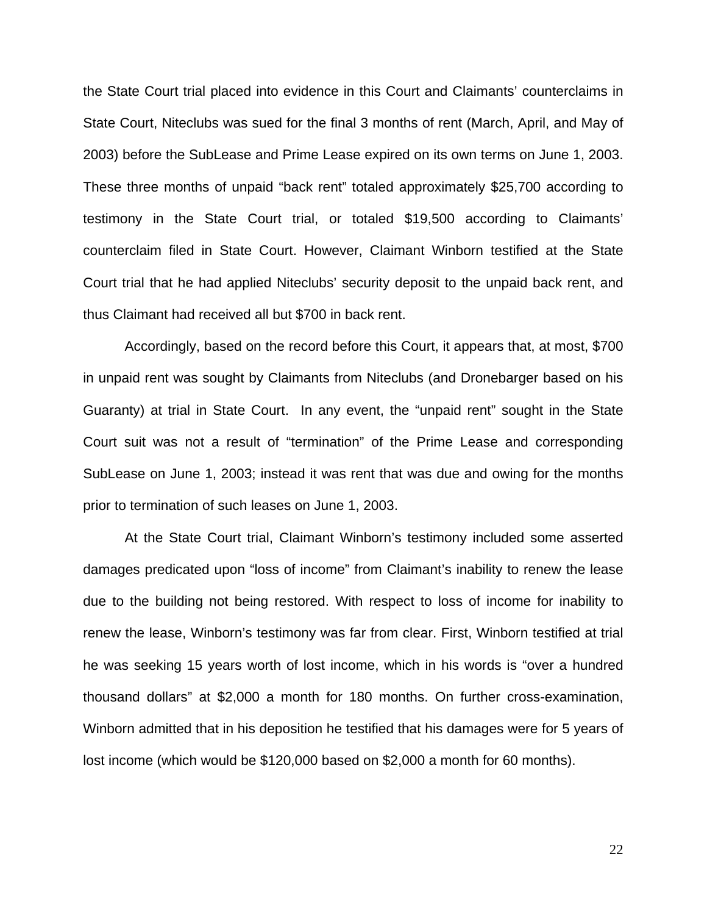the State Court trial placed into evidence in this Court and Claimants' counterclaims in State Court, Niteclubs was sued for the final 3 months of rent (March, April, and May of 2003) before the SubLease and Prime Lease expired on its own terms on June 1, 2003. These three months of unpaid "back rent" totaled approximately $25,700 according to testimony in the State Court trial, or totaled $19,500 according to Claimants' counterclaim filed in State Court. However, Claimant Winborn testified at the State Court trial that he had applied Niteclubs' security deposit to the unpaid back rent, and thus Claimant had received all but $700 in back rent.

Accordingly, based on the record before this Court, it appears that, at most, $700 in unpaid rent was sought by Claimants from Niteclubs (and Dronebarger based on his Guaranty) at trial in State Court. In any event, the "unpaid rent" sought in the State Court suit was not a result of "termination" of the Prime Lease and corresponding SubLease on June 1, 2003; instead it was rent that was due and owing for the months prior to termination of such leases on June 1, 2003.

At the State Court trial, Claimant Winborn's testimony included some asserted damages predicated upon "loss of income" from Claimant's inability to renew the lease due to the building not being restored. With respect to loss of income for inability to renew the lease, Winborn's testimony was far from clear. First, Winborn testified at trial he was seeking 15 years worth of lost income, which in his words is "over a hundred thousand dollars" at $2,000 a month for 180 months. On further cross-examination, Winborn admitted that in his deposition he testified that his damages were for 5 years of lost income (which would be $120,000 based on $2,000 a month for 60 months).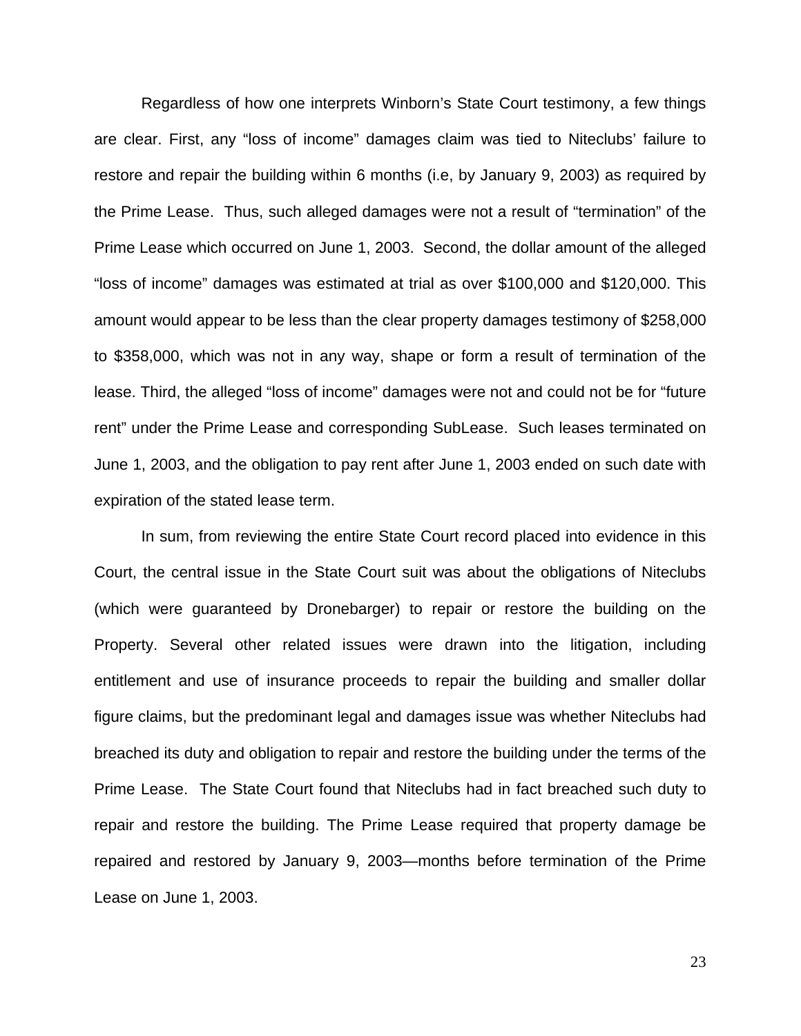Regardless of how one interprets Winborn's State Court testimony, a few things are clear. First, any "loss of income" damages claim was tied to Niteclubs' failure to restore and repair the building within 6 months (i.e, by January 9, 2003) as required by the Prime Lease. Thus, such alleged damages were not a result of "termination" of the Prime Lease which occurred on June 1, 2003. Second, the dollar amount of the alleged "loss of income" damages was estimated at trial as over $100,000 and $120,000. This amount would appear to be less than the clear property damages testimony of $258,000 to $358,000, which was not in any way, shape or form a result of termination of the lease. Third, the alleged "loss of income" damages were not and could not be for "future rent" under the Prime Lease and corresponding SubLease. Such leases terminated on June 1, 2003, and the obligation to pay rent after June 1, 2003 ended on such date with expiration of the stated lease term.

In sum, from reviewing the entire State Court record placed into evidence in this Court, the central issue in the State Court suit was about the obligations of Niteclubs (which were guaranteed by Dronebarger) to repair or restore the building on the Property. Several other related issues were drawn into the litigation, including entitlement and use of insurance proceeds to repair the building and smaller dollar figure claims, but the predominant legal and damages issue was whether Niteclubs had breached its duty and obligation to repair and restore the building under the terms of the Prime Lease. The State Court found that Niteclubs had in fact breached such duty to repair and restore the building. The Prime Lease required that property damage be repaired and restored by January 9, 2003—months before termination of the Prime Lease on June 1, 2003.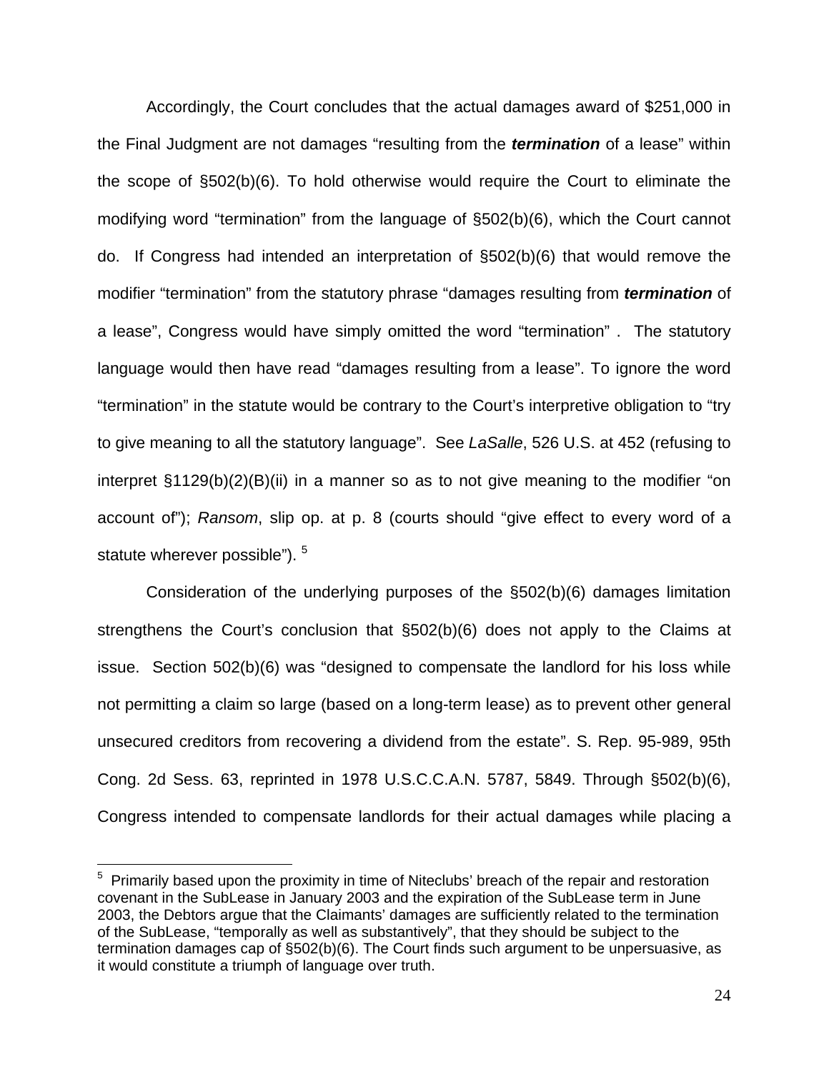Accordingly, the Court concludes that the actual damages award of $251,000 in the Final Judgment are not damages "resulting from the ***termination*** of a lease" within the scope of §502(b)(6). To hold otherwise would require the Court to eliminate the modifying word "termination" from the language of §502(b)(6), which the Court cannot do. If Congress had intended an interpretation of §502(b)(6) that would remove the modifier "termination" from the statutory phrase "damages resulting from ***termination*** of a lease", Congress would have simply omitted the word "termination" . The statutory language would then have read "damages resulting from a lease". To ignore the word "termination" in the statute would be contrary to the Court's interpretive obligation to "try to give meaning to all the statutory language". See *LaSalle*, 526 U.S. at 452 (refusing to interpret §1129(b)(2)(B)(ii) in a manner so as to not give meaning to the modifier "on account of"); *Ransom*, slip op. at p. 8 (courts should "give effect to every word of a statute wherever possible").[5]

Consideration of the underlying purposes of the §502(b)(6) damages limitation strengthens the Court's conclusion that §502(b)(6) does not apply to the Claims at issue. Section 502(b)(6) was "designed to compensate the landlord for his loss while not permitting a claim so large (based on a long-term lease) as to prevent other general unsecured creditors from recovering a dividend from the estate". S. Rep. 95-989, 95th Cong. 2d Sess. 63, reprinted in 1978 U.S.C.C.A.N. 5787, 5849. Through §502(b)(6), Congress intended to compensate landlords for their actual damages while placing a

[5] Primarily based upon the proximity in time of Niteclubs' breach of the repair and restoration covenant in the SubLease in January 2003 and the expiration of the SubLease term in June 2003, the Debtors argue that the Claimants' damages are sufficiently related to the termination of the SubLease, "temporally as well as substantively", that they should be subject to the termination damages cap of §502(b)(6). The Court finds such argument to be unpersuasive, as it would constitute a triumph of language over truth.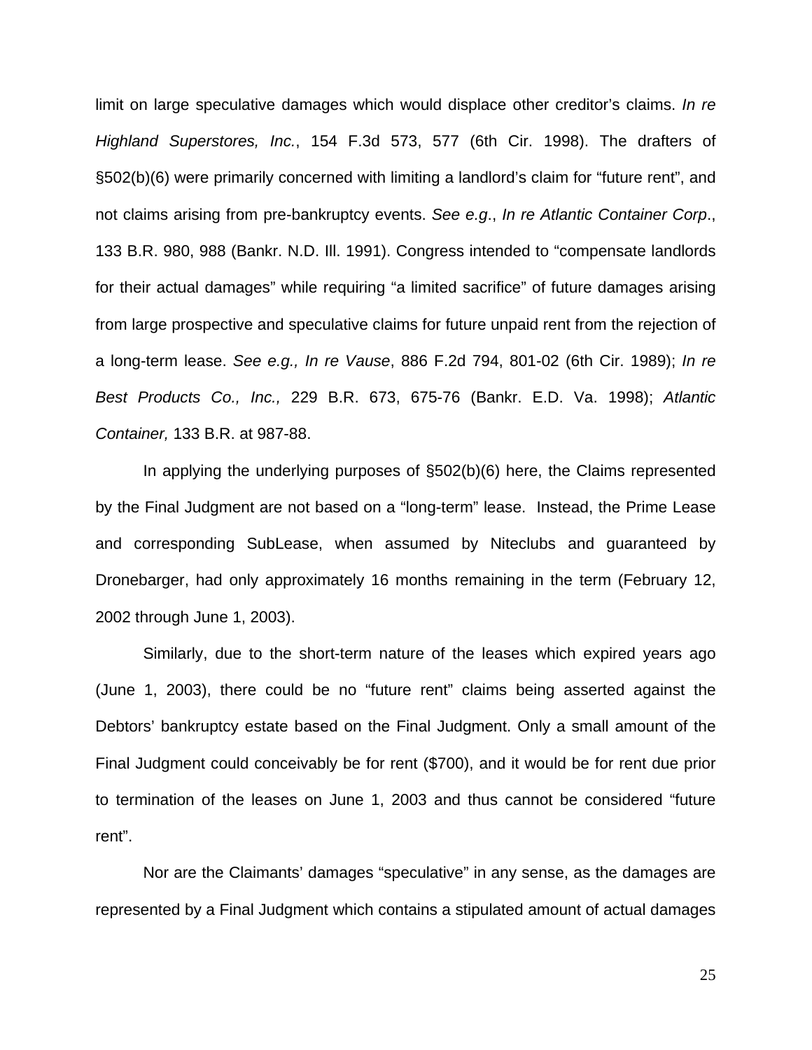limit on large speculative damages which would displace other creditor's claims. *In re Highland Superstores, Inc.*, 154 F.3d 573, 577 (6th Cir. 1998). The drafters of §502(b)(6) were primarily concerned with limiting a landlord's claim for "future rent", and not claims arising from pre-bankruptcy events. *See e.g.*, *In re Atlantic Container Corp*., 133 B.R. 980, 988 (Bankr. N.D. Ill. 1991). Congress intended to "compensate landlords for their actual damages" while requiring "a limited sacrifice" of future damages arising from large prospective and speculative claims for future unpaid rent from the rejection of a long-term lease. *See e.g., In re Vause*, 886 F.2d 794, 801-02 (6th Cir. 1989); *In re Best Products Co., Inc.,* 229 B.R. 673, 675-76 (Bankr. E.D. Va. 1998); *Atlantic Container,* 133 B.R. at 987-88.

In applying the underlying purposes of §502(b)(6) here, the Claims represented by the Final Judgment are not based on a "long-term" lease. Instead, the Prime Lease and corresponding SubLease, when assumed by Niteclubs and guaranteed by Dronebarger, had only approximately 16 months remaining in the term (February 12, 2002 through June 1, 2003).

Similarly, due to the short-term nature of the leases which expired years ago (June 1, 2003), there could be no "future rent" claims being asserted against the Debtors' bankruptcy estate based on the Final Judgment. Only a small amount of the Final Judgment could conceivably be for rent ($700), and it would be for rent due prior to termination of the leases on June 1, 2003 and thus cannot be considered "future rent".

Nor are the Claimants' damages "speculative" in any sense, as the damages are represented by a Final Judgment which contains a stipulated amount of actual damages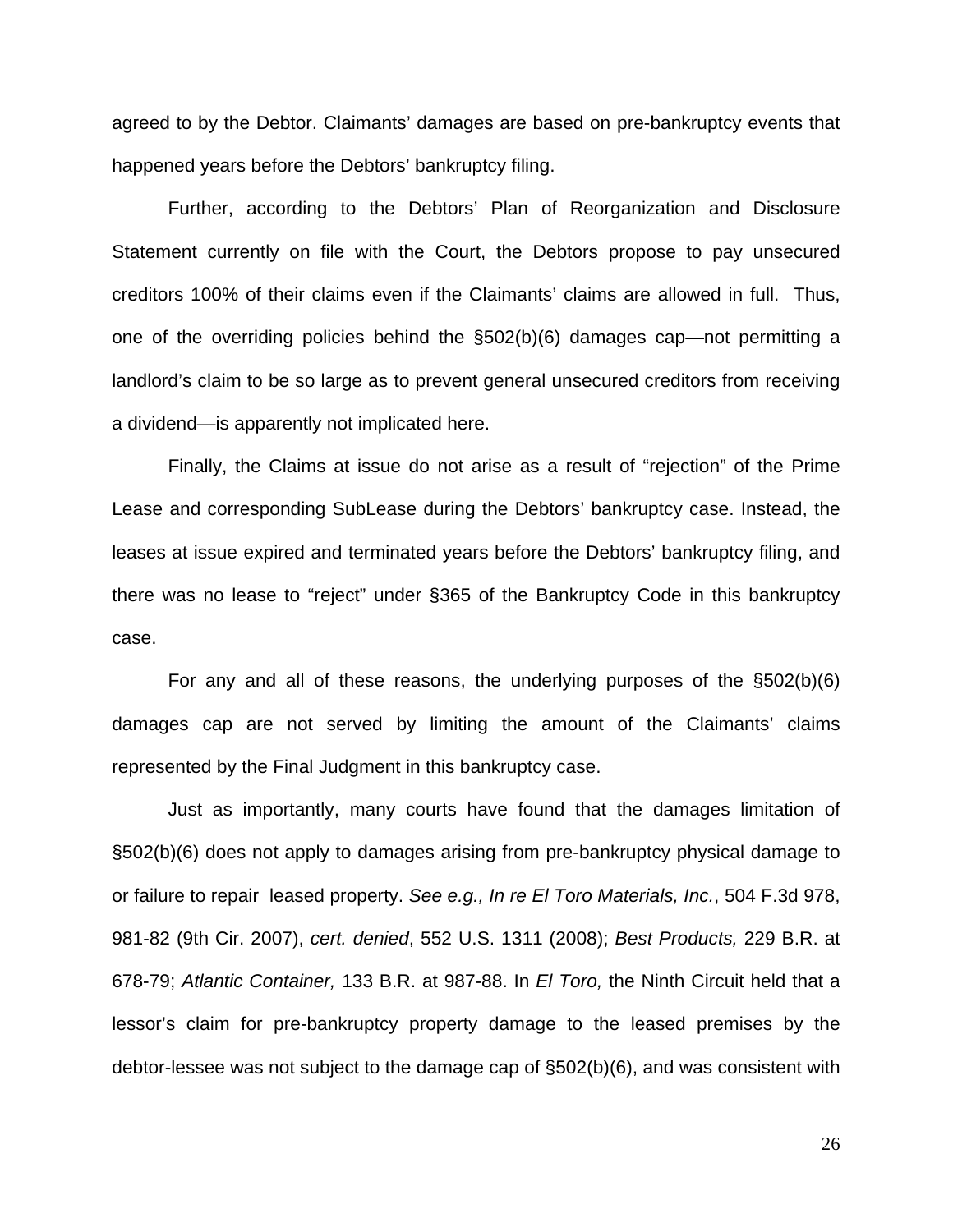agreed to by the Debtor. Claimants' damages are based on pre-bankruptcy events that happened years before the Debtors' bankruptcy filing.

Further, according to the Debtors' Plan of Reorganization and Disclosure Statement currently on file with the Court, the Debtors propose to pay unsecured creditors 100% of their claims even if the Claimants' claims are allowed in full. Thus, one of the overriding policies behind the §502(b)(6) damages cap—not permitting a landlord's claim to be so large as to prevent general unsecured creditors from receiving a dividend—is apparently not implicated here.

Finally, the Claims at issue do not arise as a result of "rejection" of the Prime Lease and corresponding SubLease during the Debtors' bankruptcy case. Instead, the leases at issue expired and terminated years before the Debtors' bankruptcy filing, and there was no lease to "reject" under §365 of the Bankruptcy Code in this bankruptcy case.

For any and all of these reasons, the underlying purposes of the §502(b)(6) damages cap are not served by limiting the amount of the Claimants' claims represented by the Final Judgment in this bankruptcy case.

Just as importantly, many courts have found that the damages limitation of §502(b)(6) does not apply to damages arising from pre-bankruptcy physical damage to or failure to repair leased property. *See e.g., In re El Toro Materials, Inc.*, 504 F.3d 978, 981-82 (9th Cir. 2007), *cert. denied*, 552 U.S. 1311 (2008); *Best Products,* 229 B.R. at 678-79; *Atlantic Container,* 133 B.R. at 987-88. In *El Toro,* the Ninth Circuit held that a lessor's claim for pre-bankruptcy property damage to the leased premises by the debtor-lessee was not subject to the damage cap of §502(b)(6), and was consistent with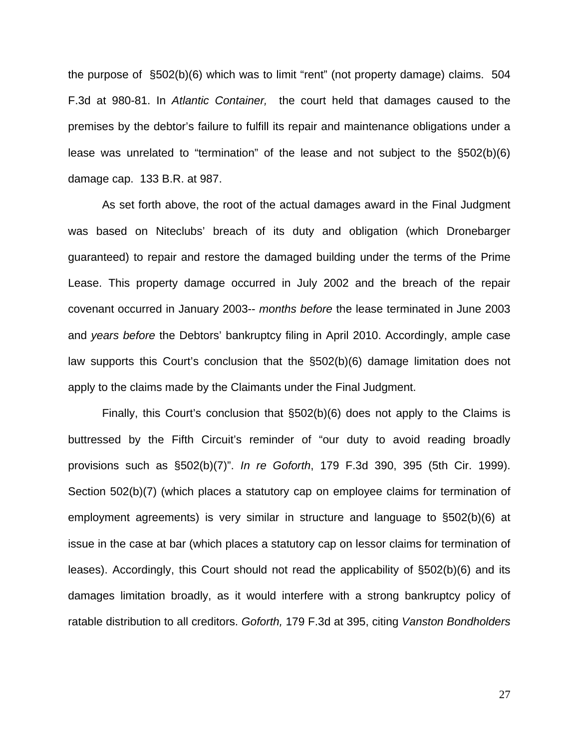the purpose of §502(b)(6) which was to limit "rent" (not property damage) claims. 504 F.3d at 980-81. In *Atlantic Container,* the court held that damages caused to the premises by the debtor's failure to fulfill its repair and maintenance obligations under a lease was unrelated to "termination" of the lease and not subject to the §502(b)(6) damage cap. 133 B.R. at 987.

As set forth above, the root of the actual damages award in the Final Judgment was based on Niteclubs' breach of its duty and obligation (which Dronebarger guaranteed) to repair and restore the damaged building under the terms of the Prime Lease. This property damage occurred in July 2002 and the breach of the repair covenant occurred in January 2003-- *months before* the lease terminated in June 2003 and *years before* the Debtors' bankruptcy filing in April 2010. Accordingly, ample case law supports this Court's conclusion that the §502(b)(6) damage limitation does not apply to the claims made by the Claimants under the Final Judgment.

Finally, this Court's conclusion that §502(b)(6) does not apply to the Claims is buttressed by the Fifth Circuit's reminder of "our duty to avoid reading broadly provisions such as §502(b)(7)". *In re Goforth*, 179 F.3d 390, 395 (5th Cir. 1999). Section 502(b)(7) (which places a statutory cap on employee claims for termination of employment agreements) is very similar in structure and language to §502(b)(6) at issue in the case at bar (which places a statutory cap on lessor claims for termination of leases). Accordingly, this Court should not read the applicability of §502(b)(6) and its damages limitation broadly, as it would interfere with a strong bankruptcy policy of ratable distribution to all creditors. *Goforth,* 179 F.3d at 395, citing *Vanston Bondholders*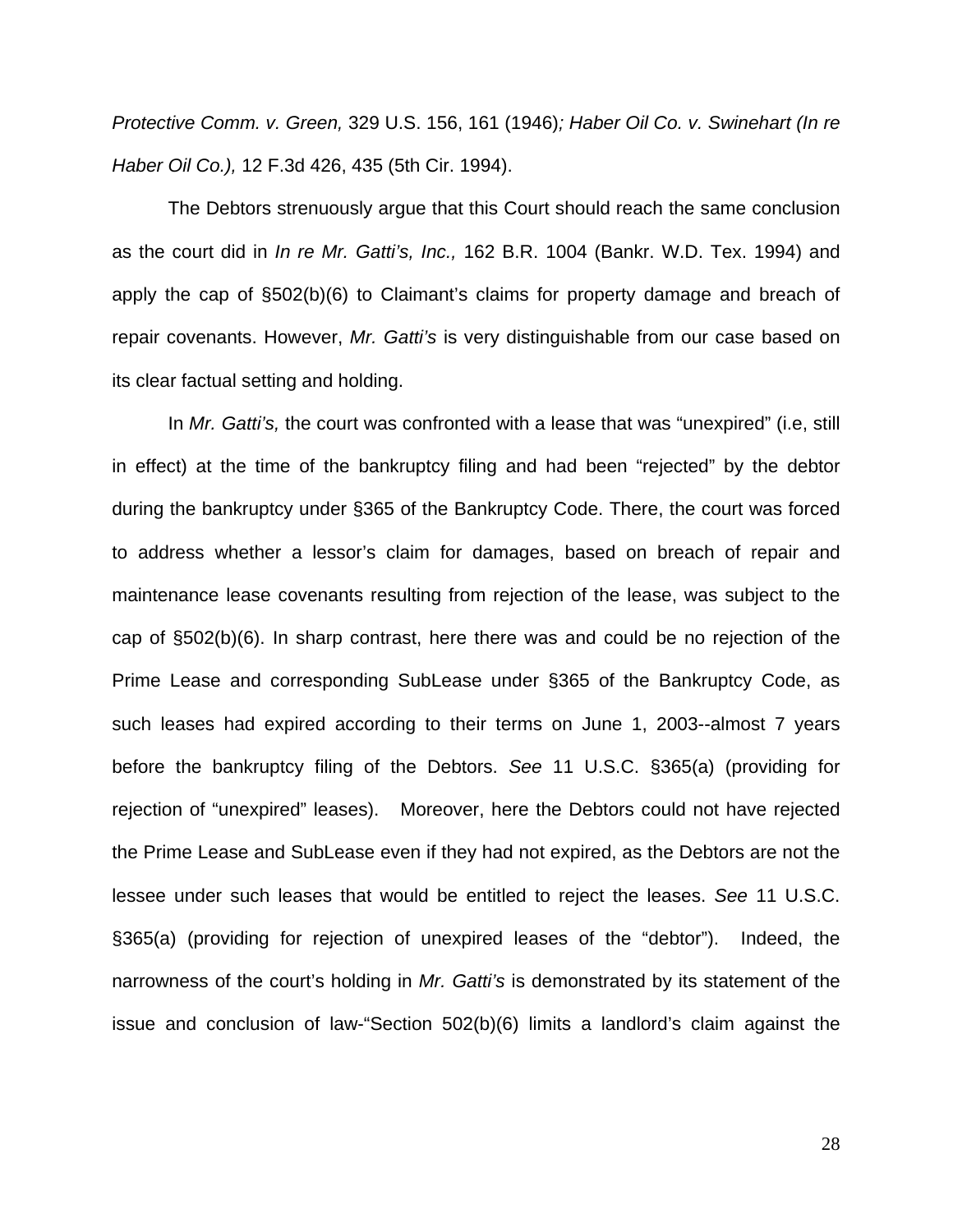*Protective Comm. v. Green,* 329 U.S. 156, 161 (1946)*; Haber Oil Co. v. Swinehart (In re Haber Oil Co.),* 12 F.3d 426, 435 (5th Cir. 1994).

The Debtors strenuously argue that this Court should reach the same conclusion as the court did in *In re Mr. Gatti's, Inc.,* 162 B.R. 1004 (Bankr. W.D. Tex. 1994) and apply the cap of §502(b)(6) to Claimant's claims for property damage and breach of repair covenants. However, *Mr. Gatti's* is very distinguishable from our case based on its clear factual setting and holding.

In *Mr. Gatti's,* the court was confronted with a lease that was "unexpired" (i.e, still in effect) at the time of the bankruptcy filing and had been "rejected" by the debtor during the bankruptcy under §365 of the Bankruptcy Code. There, the court was forced to address whether a lessor's claim for damages, based on breach of repair and maintenance lease covenants resulting from rejection of the lease, was subject to the cap of §502(b)(6). In sharp contrast, here there was and could be no rejection of the Prime Lease and corresponding SubLease under §365 of the Bankruptcy Code, as such leases had expired according to their terms on June 1, 2003--almost 7 years before the bankruptcy filing of the Debtors. *See* 11 U.S.C. §365(a) (providing for rejection of "unexpired" leases). Moreover, here the Debtors could not have rejected the Prime Lease and SubLease even if they had not expired, as the Debtors are not the lessee under such leases that would be entitled to reject the leases. *See* 11 U.S.C. §365(a) (providing for rejection of unexpired leases of the "debtor"). Indeed, the narrowness of the court's holding in *Mr. Gatti's* is demonstrated by its statement of the issue and conclusion of law-"Section 502(b)(6) limits a landlord's claim against the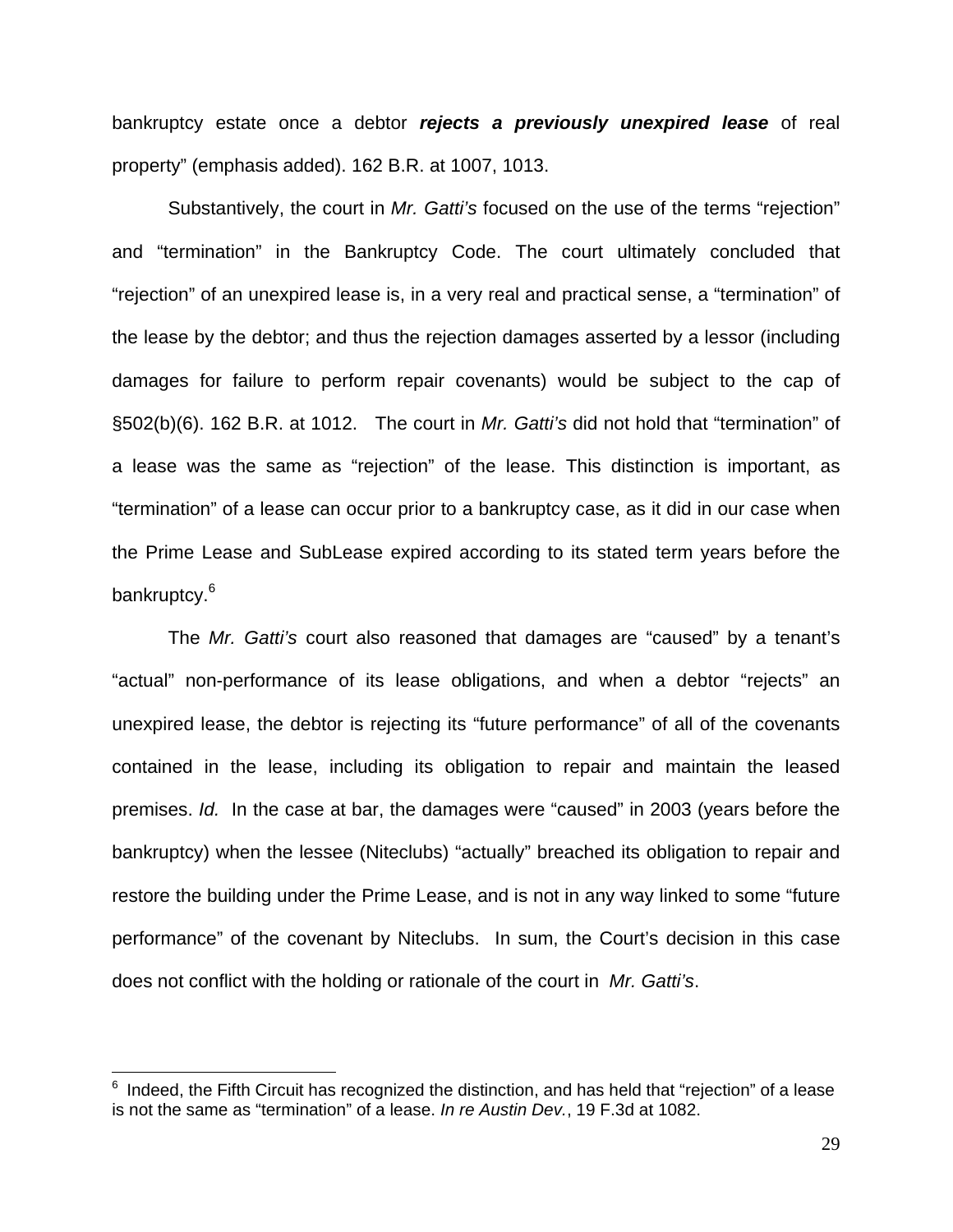bankruptcy estate once a debtor ***rejects a previously unexpired lease*** of real property" (emphasis added). 162 B.R. at 1007, 1013.

Substantively, the court in *Mr. Gatti's* focused on the use of the terms "rejection" and "termination" in the Bankruptcy Code. The court ultimately concluded that "rejection" of an unexpired lease is, in a very real and practical sense, a "termination" of the lease by the debtor; and thus the rejection damages asserted by a lessor (including damages for failure to perform repair covenants) would be subject to the cap of §502(b)(6). 162 B.R. at 1012. The court in *Mr. Gatti's* did not hold that "termination" of a lease was the same as "rejection" of the lease. This distinction is important, as "termination" of a lease can occur prior to a bankruptcy case, as it did in our case when the Prime Lease and SubLease expired according to its stated term years before the bankruptcy.[6]

The *Mr. Gatti's* court also reasoned that damages are "caused" by a tenant's "actual" non-performance of its lease obligations, and when a debtor "rejects" an unexpired lease, the debtor is rejecting its "future performance" of all of the covenants contained in the lease, including its obligation to repair and maintain the leased premises. *Id.* In the case at bar, the damages were "caused" in 2003 (years before the bankruptcy) when the lessee (Niteclubs) "actually" breached its obligation to repair and restore the building under the Prime Lease, and is not in any way linked to some "future performance" of the covenant by Niteclubs. In sum, the Court's decision in this case does not conflict with the holding or rationale of the court in *Mr. Gatti's*.

---

[6] Indeed, the Fifth Circuit has recognized the distinction, and has held that "rejection" of a lease is not the same as "termination" of a lease. *In re Austin Dev.*, 19 F.3d at 1082.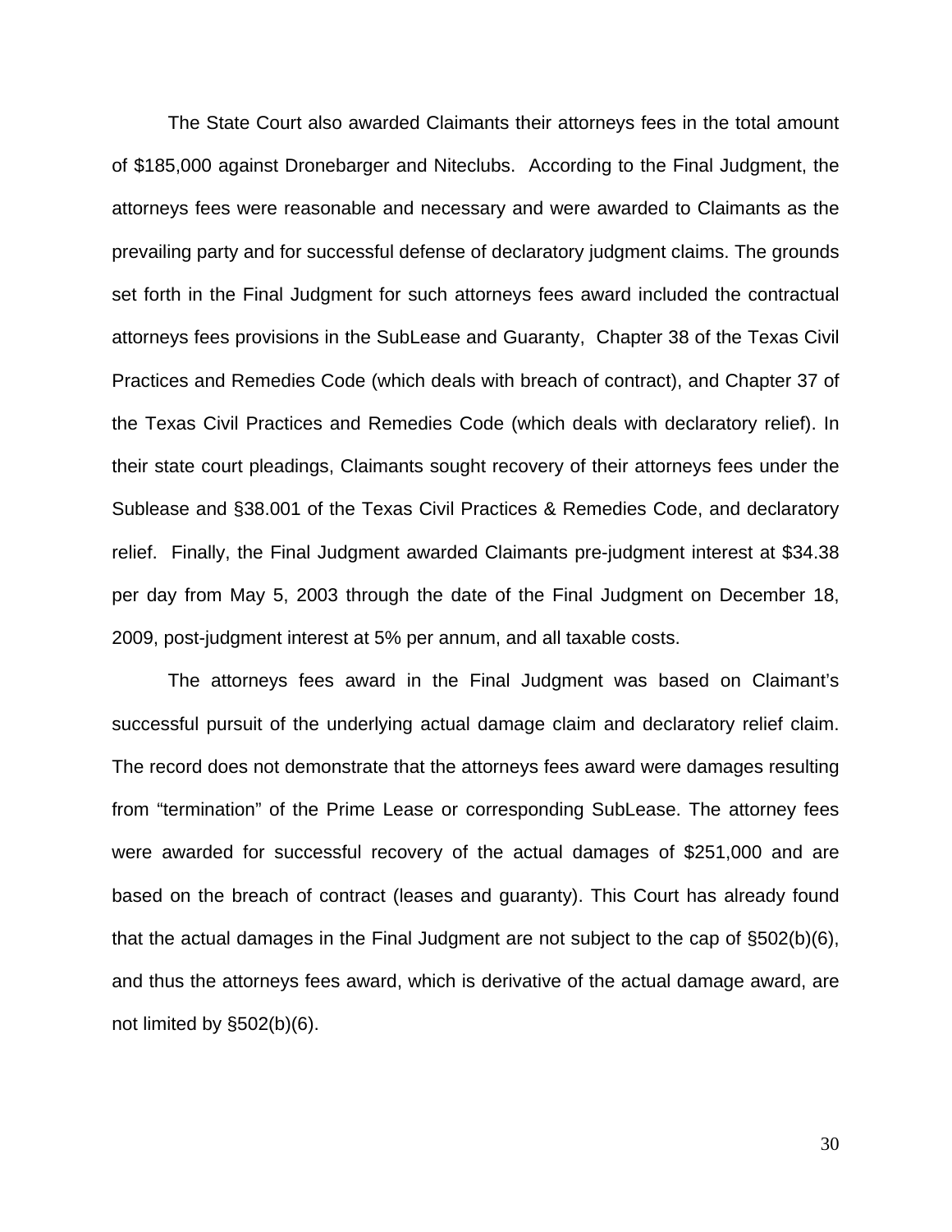The State Court also awarded Claimants their attorneys fees in the total amount of $185,000 against Dronebarger and Niteclubs. According to the Final Judgment, the attorneys fees were reasonable and necessary and were awarded to Claimants as the prevailing party and for successful defense of declaratory judgment claims. The grounds set forth in the Final Judgment for such attorneys fees award included the contractual attorneys fees provisions in the SubLease and Guaranty, Chapter 38 of the Texas Civil Practices and Remedies Code (which deals with breach of contract), and Chapter 37 of the Texas Civil Practices and Remedies Code (which deals with declaratory relief). In their state court pleadings, Claimants sought recovery of their attorneys fees under the Sublease and §38.001 of the Texas Civil Practices & Remedies Code, and declaratory relief. Finally, the Final Judgment awarded Claimants pre-judgment interest at $34.38 per day from May 5, 2003 through the date of the Final Judgment on December 18, 2009, post-judgment interest at 5% per annum, and all taxable costs.

The attorneys fees award in the Final Judgment was based on Claimant's successful pursuit of the underlying actual damage claim and declaratory relief claim. The record does not demonstrate that the attorneys fees award were damages resulting from "termination" of the Prime Lease or corresponding SubLease. The attorney fees were awarded for successful recovery of the actual damages of $251,000 and are based on the breach of contract (leases and guaranty). This Court has already found that the actual damages in the Final Judgment are not subject to the cap of §502(b)(6), and thus the attorneys fees award, which is derivative of the actual damage award, are not limited by §502(b)(6).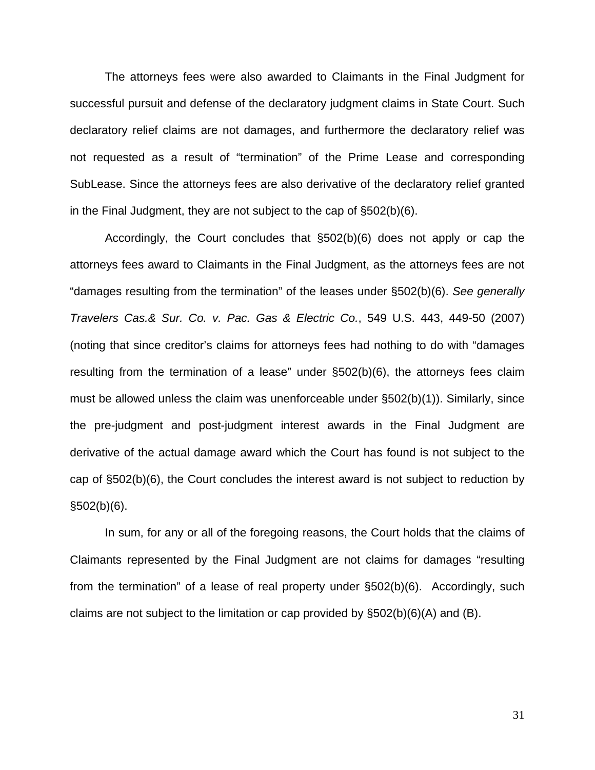The attorneys fees were also awarded to Claimants in the Final Judgment for successful pursuit and defense of the declaratory judgment claims in State Court. Such declaratory relief claims are not damages, and furthermore the declaratory relief was not requested as a result of "termination" of the Prime Lease and corresponding SubLease. Since the attorneys fees are also derivative of the declaratory relief granted in the Final Judgment, they are not subject to the cap of §502(b)(6).

Accordingly, the Court concludes that §502(b)(6) does not apply or cap the attorneys fees award to Claimants in the Final Judgment, as the attorneys fees are not "damages resulting from the termination" of the leases under §502(b)(6). *See generally Travelers Cas.& Sur. Co. v. Pac. Gas & Electric Co.*, 549 U.S. 443, 449-50 (2007) (noting that since creditor's claims for attorneys fees had nothing to do with "damages resulting from the termination of a lease" under §502(b)(6), the attorneys fees claim must be allowed unless the claim was unenforceable under §502(b)(1)). Similarly, since the pre-judgment and post-judgment interest awards in the Final Judgment are derivative of the actual damage award which the Court has found is not subject to the cap of §502(b)(6), the Court concludes the interest award is not subject to reduction by §502(b)(6).

In sum, for any or all of the foregoing reasons, the Court holds that the claims of Claimants represented by the Final Judgment are not claims for damages "resulting from the termination" of a lease of real property under §502(b)(6). Accordingly, such claims are not subject to the limitation or cap provided by §502(b)(6)(A) and (B).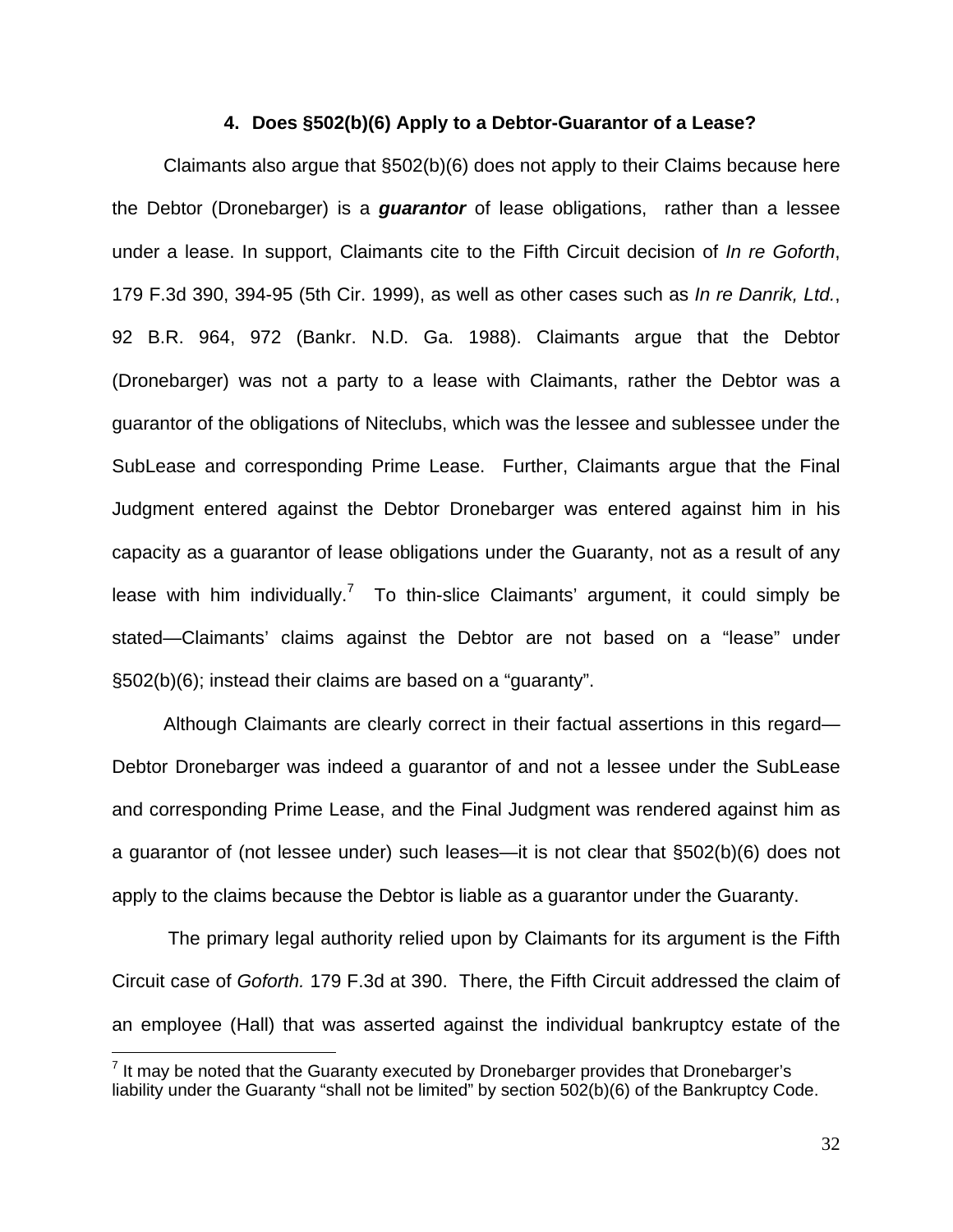### 4. Does §502(b)(6) Apply to a Debtor-Guarantor of a Lease?

Claimants also argue that §502(b)(6) does not apply to their Claims because here the Debtor (Dronebarger) is a ***guarantor*** of lease obligations, rather than a lessee under a lease. In support, Claimants cite to the Fifth Circuit decision of *In re Goforth*, 179 F.3d 390, 394-95 (5th Cir. 1999), as well as other cases such as *In re Danrik, Ltd.*, 92 B.R. 964, 972 (Bankr. N.D. Ga. 1988). Claimants argue that the Debtor (Dronebarger) was not a party to a lease with Claimants, rather the Debtor was a guarantor of the obligations of Niteclubs, which was the lessee and sublessee under the SubLease and corresponding Prime Lease. Further, Claimants argue that the Final Judgment entered against the Debtor Dronebarger was entered against him in his capacity as a guarantor of lease obligations under the Guaranty, not as a result of any lease with him individually.[7] To thin-slice Claimants' argument, it could simply be stated—Claimants' claims against the Debtor are not based on a "lease" under §502(b)(6); instead their claims are based on a "guaranty".

Although Claimants are clearly correct in their factual assertions in this regard—Debtor Dronebarger was indeed a guarantor of and not a lessee under the SubLease and corresponding Prime Lease, and the Final Judgment was rendered against him as a guarantor of (not lessee under) such leases—it is not clear that §502(b)(6) does not apply to the claims because the Debtor is liable as a guarantor under the Guaranty.

The primary legal authority relied upon by Claimants for its argument is the Fifth Circuit case of *Goforth.* 179 F.3d at 390. There, the Fifth Circuit addressed the claim of an employee (Hall) that was asserted against the individual bankruptcy estate of the

[7] It may be noted that the Guaranty executed by Dronebarger provides that Dronebarger's liability under the Guaranty "shall not be limited" by section 502(b)(6) of the Bankruptcy Code.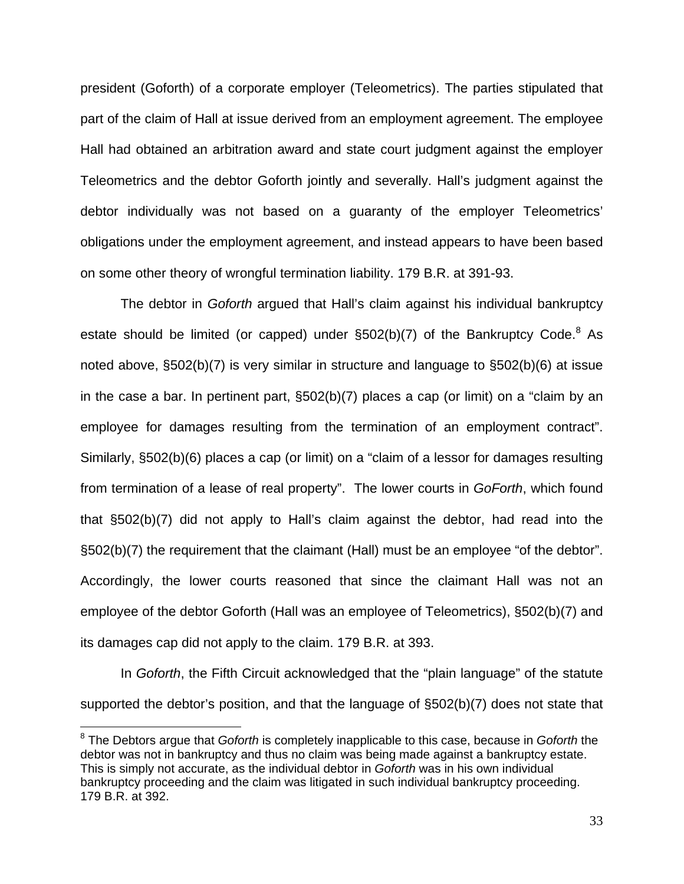president (Goforth) of a corporate employer (Teleometrics). The parties stipulated that part of the claim of Hall at issue derived from an employment agreement. The employee Hall had obtained an arbitration award and state court judgment against the employer Teleometrics and the debtor Goforth jointly and severally. Hall's judgment against the debtor individually was not based on a guaranty of the employer Teleometrics' obligations under the employment agreement, and instead appears to have been based on some other theory of wrongful termination liability. 179 B.R. at 391-93.

The debtor in *Goforth* argued that Hall's claim against his individual bankruptcy estate should be limited (or capped) under §502(b)(7) of the Bankruptcy Code.[8] As noted above, §502(b)(7) is very similar in structure and language to §502(b)(6) at issue in the case a bar. In pertinent part, §502(b)(7) places a cap (or limit) on a "claim by an employee for damages resulting from the termination of an employment contract". Similarly, §502(b)(6) places a cap (or limit) on a "claim of a lessor for damages resulting from termination of a lease of real property". The lower courts in *GoForth*, which found that §502(b)(7) did not apply to Hall's claim against the debtor, had read into the §502(b)(7) the requirement that the claimant (Hall) must be an employee "of the debtor". Accordingly, the lower courts reasoned that since the claimant Hall was not an employee of the debtor Goforth (Hall was an employee of Teleometrics), §502(b)(7) and its damages cap did not apply to the claim. 179 B.R. at 393.

In *Goforth*, the Fifth Circuit acknowledged that the "plain language" of the statute supported the debtor's position, and that the language of §502(b)(7) does not state that

[8] The Debtors argue that *Goforth* is completely inapplicable to this case, because in *Goforth* the debtor was not in bankruptcy and thus no claim was being made against a bankruptcy estate. This is simply not accurate, as the individual debtor in *Goforth* was in his own individual bankruptcy proceeding and the claim was litigated in such individual bankruptcy proceeding. 179 B.R. at 392.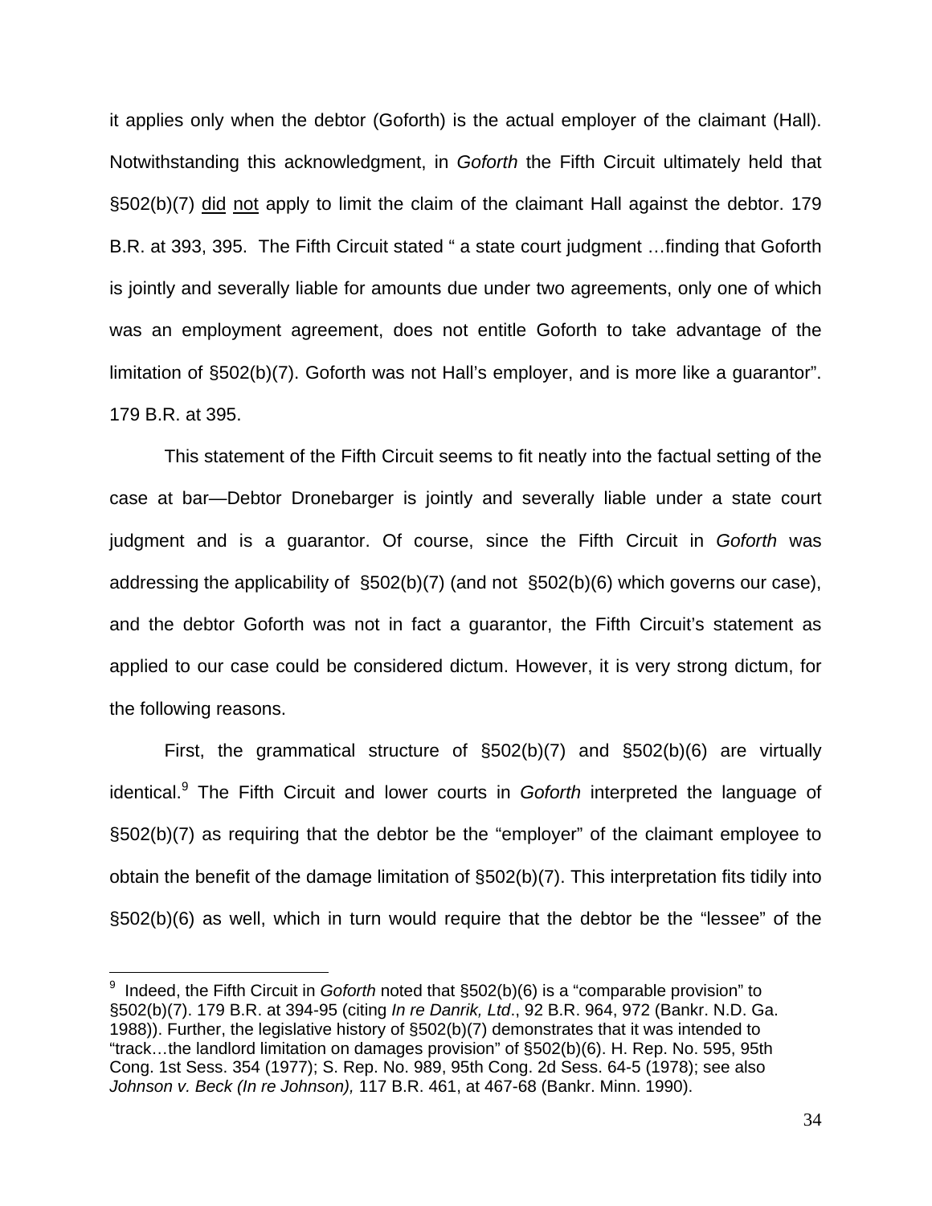it applies only when the debtor (Goforth) is the actual employer of the claimant (Hall). Notwithstanding this acknowledgment, in *Goforth* the Fifth Circuit ultimately held that §502(b)(7) <u>did</u> <u>not</u> apply to limit the claim of the claimant Hall against the debtor. 179 B.R. at 393, 395. The Fifth Circuit stated " a state court judgment …finding that Goforth is jointly and severally liable for amounts due under two agreements, only one of which was an employment agreement, does not entitle Goforth to take advantage of the limitation of §502(b)(7). Goforth was not Hall's employer, and is more like a guarantor". 179 B.R. at 395.

This statement of the Fifth Circuit seems to fit neatly into the factual setting of the case at bar—Debtor Dronebarger is jointly and severally liable under a state court judgment and is a guarantor. Of course, since the Fifth Circuit in *Goforth* was addressing the applicability of §502(b)(7) (and not §502(b)(6) which governs our case), and the debtor Goforth was not in fact a guarantor, the Fifth Circuit's statement as applied to our case could be considered dictum. However, it is very strong dictum, for the following reasons.

First, the grammatical structure of §502(b)(7) and §502(b)(6) are virtually identical.[9] The Fifth Circuit and lower courts in *Goforth* interpreted the language of §502(b)(7) as requiring that the debtor be the "employer" of the claimant employee to obtain the benefit of the damage limitation of §502(b)(7). This interpretation fits tidily into §502(b)(6) as well, which in turn would require that the debtor be the "lessee" of the

---

[9] Indeed, the Fifth Circuit in *Goforth* noted that §502(b)(6) is a "comparable provision" to §502(b)(7). 179 B.R. at 394-95 (citing *In re Danrik, Ltd*., 92 B.R. 964, 972 (Bankr. N.D. Ga. 1988)). Further, the legislative history of §502(b)(7) demonstrates that it was intended to "track…the landlord limitation on damages provision" of §502(b)(6). H. Rep. No. 595, 95th Cong. 1st Sess. 354 (1977); S. Rep. No. 989, 95th Cong. 2d Sess. 64-5 (1978); see also *Johnson v. Beck (In re Johnson),* 117 B.R. 461, at 467-68 (Bankr. Minn. 1990).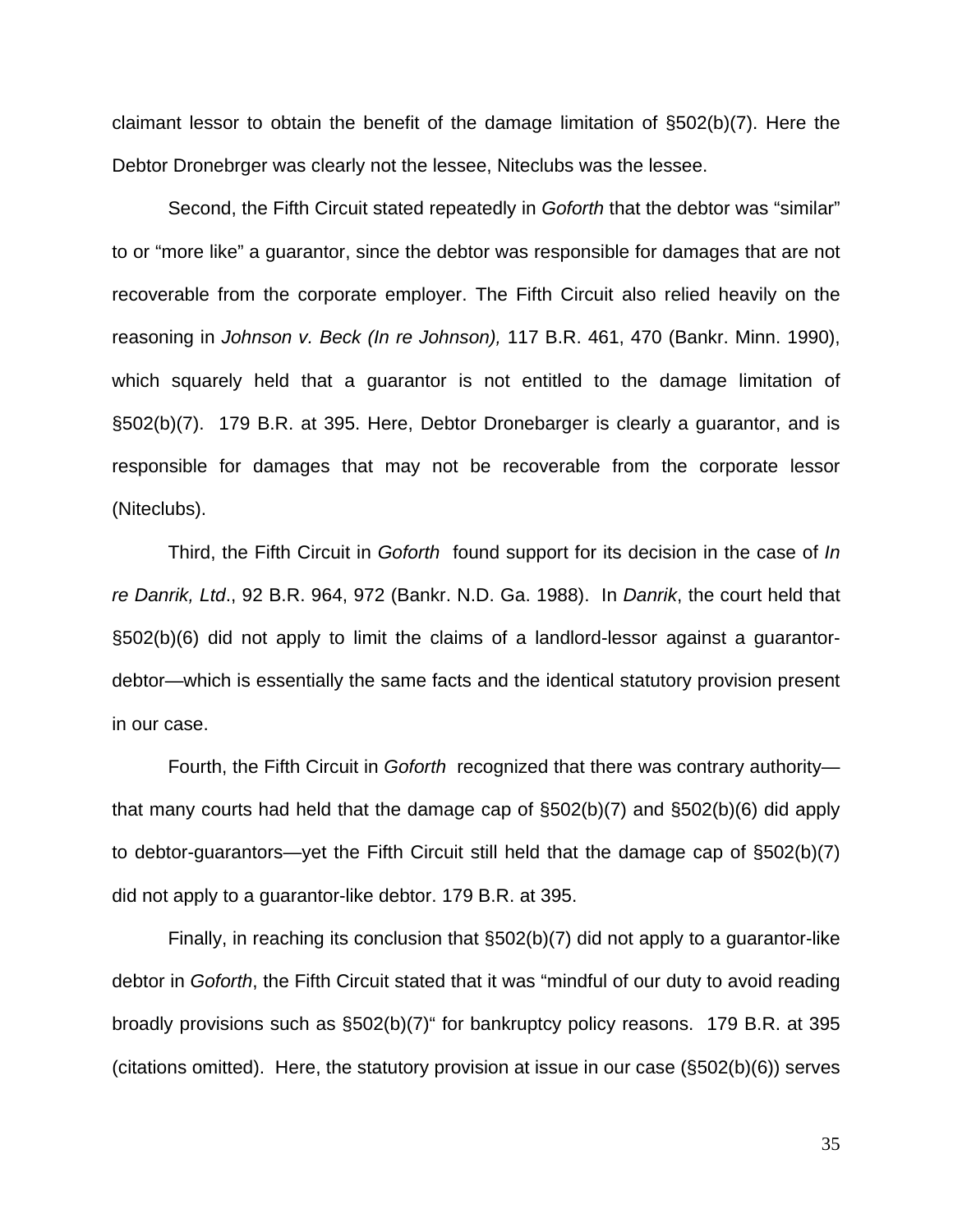claimant lessor to obtain the benefit of the damage limitation of §502(b)(7). Here the Debtor Dronebrger was clearly not the lessee, Niteclubs was the lessee.

Second, the Fifth Circuit stated repeatedly in *Goforth* that the debtor was "similar" to or "more like" a guarantor, since the debtor was responsible for damages that are not recoverable from the corporate employer. The Fifth Circuit also relied heavily on the reasoning in *Johnson v. Beck (In re Johnson),* 117 B.R. 461, 470 (Bankr. Minn. 1990), which squarely held that a guarantor is not entitled to the damage limitation of §502(b)(7). 179 B.R. at 395. Here, Debtor Dronebarger is clearly a guarantor, and is responsible for damages that may not be recoverable from the corporate lessor (Niteclubs).

Third, the Fifth Circuit in *Goforth* found support for its decision in the case of *In re Danrik, Ltd*., 92 B.R. 964, 972 (Bankr. N.D. Ga. 1988). In *Danrik*, the court held that §502(b)(6) did not apply to limit the claims of a landlord-lessor against a guarantor-debtor—which is essentially the same facts and the identical statutory provision present in our case.

Fourth, the Fifth Circuit in *Goforth* recognized that there was contrary authority—that many courts had held that the damage cap of §502(b)(7) and §502(b)(6) did apply to debtor-guarantors—yet the Fifth Circuit still held that the damage cap of §502(b)(7) did not apply to a guarantor-like debtor. 179 B.R. at 395.

Finally, in reaching its conclusion that §502(b)(7) did not apply to a guarantor-like debtor in *Goforth*, the Fifth Circuit stated that it was "mindful of our duty to avoid reading broadly provisions such as §502(b)(7)" for bankruptcy policy reasons. 179 B.R. at 395 (citations omitted). Here, the statutory provision at issue in our case (§502(b)(6)) serves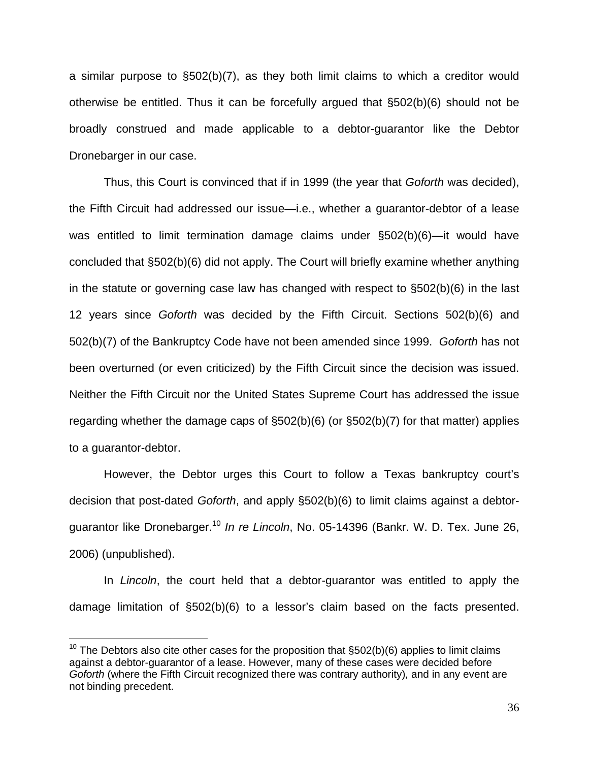a similar purpose to §502(b)(7), as they both limit claims to which a creditor would otherwise be entitled. Thus it can be forcefully argued that §502(b)(6) should not be broadly construed and made applicable to a debtor-guarantor like the Debtor Dronebarger in our case.

Thus, this Court is convinced that if in 1999 (the year that *Goforth* was decided), the Fifth Circuit had addressed our issue—i.e., whether a guarantor-debtor of a lease was entitled to limit termination damage claims under §502(b)(6)—it would have concluded that §502(b)(6) did not apply. The Court will briefly examine whether anything in the statute or governing case law has changed with respect to §502(b)(6) in the last 12 years since *Goforth* was decided by the Fifth Circuit. Sections 502(b)(6) and 502(b)(7) of the Bankruptcy Code have not been amended since 1999. *Goforth* has not been overturned (or even criticized) by the Fifth Circuit since the decision was issued. Neither the Fifth Circuit nor the United States Supreme Court has addressed the issue regarding whether the damage caps of §502(b)(6) (or §502(b)(7) for that matter) applies to a guarantor-debtor.

However, the Debtor urges this Court to follow a Texas bankruptcy court's decision that post-dated *Goforth*, and apply §502(b)(6) to limit claims against a debtor-guarantor like Dronebarger.[10] *In re Lincoln*, No. 05-14396 (Bankr. W. D. Tex. June 26, 2006) (unpublished).

In *Lincoln*, the court held that a debtor-guarantor was entitled to apply the damage limitation of §502(b)(6) to a lessor's claim based on the facts presented.

[10] The Debtors also cite other cases for the proposition that §502(b)(6) applies to limit claims against a debtor-guarantor of a lease. However, many of these cases were decided before *Goforth* (where the Fifth Circuit recognized there was contrary authority), and in any event are not binding precedent.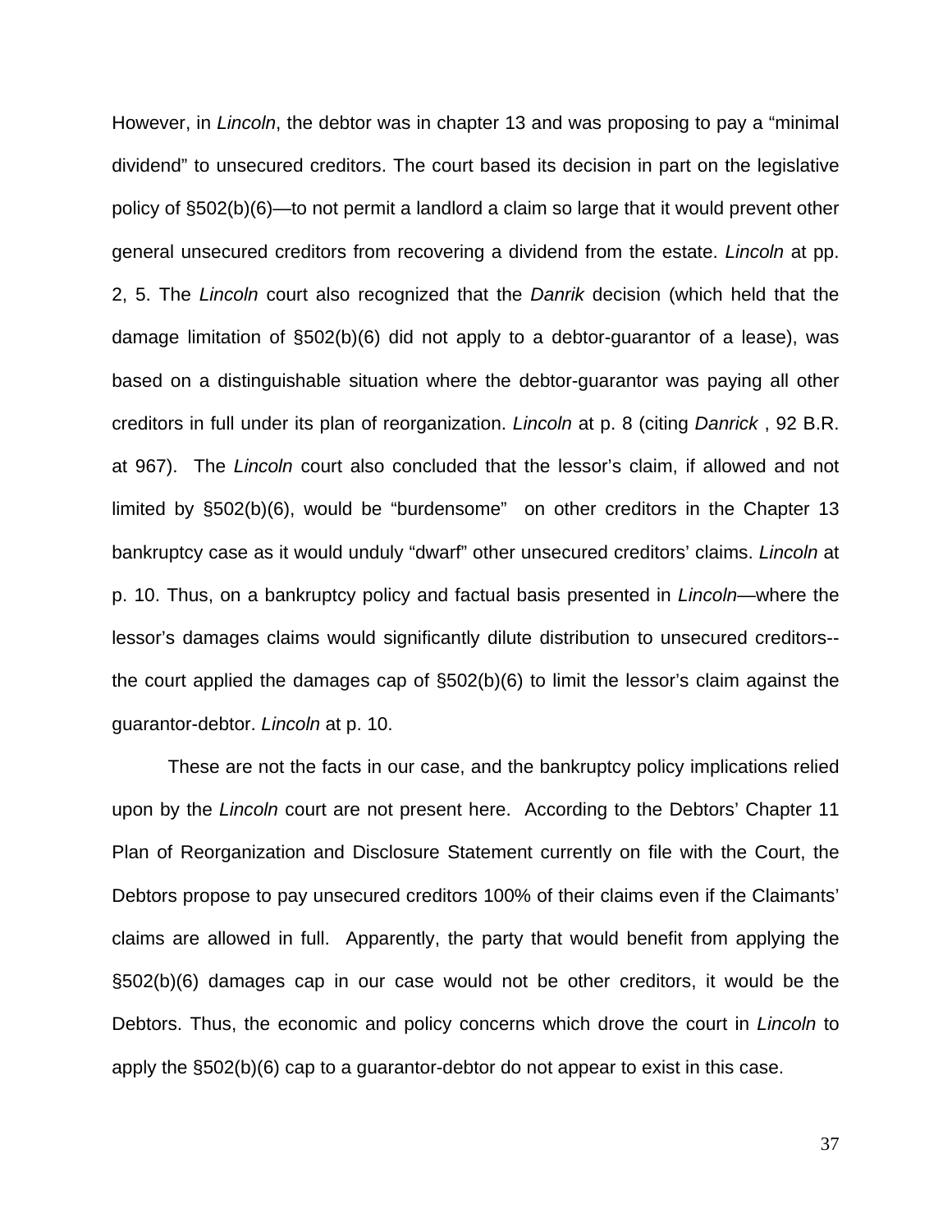However, in *Lincoln*, the debtor was in chapter 13 and was proposing to pay a "minimal dividend" to unsecured creditors. The court based its decision in part on the legislative policy of §502(b)(6)—to not permit a landlord a claim so large that it would prevent other general unsecured creditors from recovering a dividend from the estate. *Lincoln* at pp. 2, 5. The *Lincoln* court also recognized that the *Danrik* decision (which held that the damage limitation of §502(b)(6) did not apply to a debtor-guarantor of a lease), was based on a distinguishable situation where the debtor-guarantor was paying all other creditors in full under its plan of reorganization. *Lincoln* at p. 8 (citing *Danrick* , 92 B.R. at 967). The *Lincoln* court also concluded that the lessor's claim, if allowed and not limited by §502(b)(6), would be "burdensome" on other creditors in the Chapter 13 bankruptcy case as it would unduly "dwarf" other unsecured creditors' claims. *Lincoln* at p. 10. Thus, on a bankruptcy policy and factual basis presented in *Lincoln*—where the lessor's damages claims would significantly dilute distribution to unsecured creditors--the court applied the damages cap of §502(b)(6) to limit the lessor's claim against the guarantor-debtor. *Lincoln* at p. 10.

These are not the facts in our case, and the bankruptcy policy implications relied upon by the *Lincoln* court are not present here. According to the Debtors' Chapter 11 Plan of Reorganization and Disclosure Statement currently on file with the Court, the Debtors propose to pay unsecured creditors 100% of their claims even if the Claimants' claims are allowed in full. Apparently, the party that would benefit from applying the §502(b)(6) damages cap in our case would not be other creditors, it would be the Debtors. Thus, the economic and policy concerns which drove the court in *Lincoln* to apply the §502(b)(6) cap to a guarantor-debtor do not appear to exist in this case.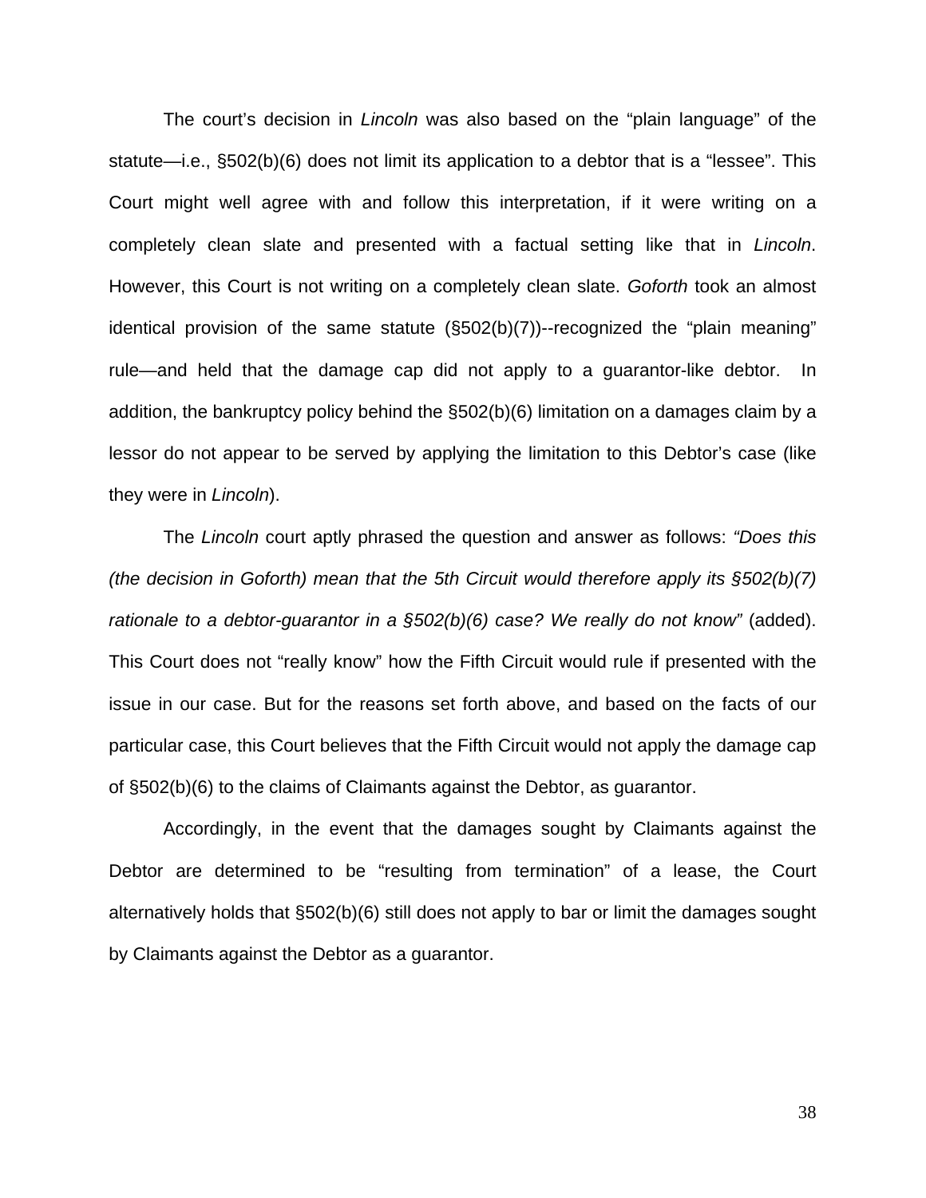The court's decision in *Lincoln* was also based on the "plain language" of the statute—i.e., §502(b)(6) does not limit its application to a debtor that is a "lessee". This Court might well agree with and follow this interpretation, if it were writing on a completely clean slate and presented with a factual setting like that in *Lincoln*. However, this Court is not writing on a completely clean slate. *Goforth* took an almost identical provision of the same statute (§502(b)(7))--recognized the "plain meaning" rule—and held that the damage cap did not apply to a guarantor-like debtor. In addition, the bankruptcy policy behind the §502(b)(6) limitation on a damages claim by a lessor do not appear to be served by applying the limitation to this Debtor's case (like they were in *Lincoln*).

The *Lincoln* court aptly phrased the question and answer as follows: *"Does this (the decision in Goforth) mean that the 5th Circuit would therefore apply its §502(b)(7) rationale to a debtor-guarantor in a §502(b)(6) case? We really do not know"* (added). This Court does not "really know" how the Fifth Circuit would rule if presented with the issue in our case. But for the reasons set forth above, and based on the facts of our particular case, this Court believes that the Fifth Circuit would not apply the damage cap of §502(b)(6) to the claims of Claimants against the Debtor, as guarantor.

Accordingly, in the event that the damages sought by Claimants against the Debtor are determined to be "resulting from termination" of a lease, the Court alternatively holds that §502(b)(6) still does not apply to bar or limit the damages sought by Claimants against the Debtor as a guarantor.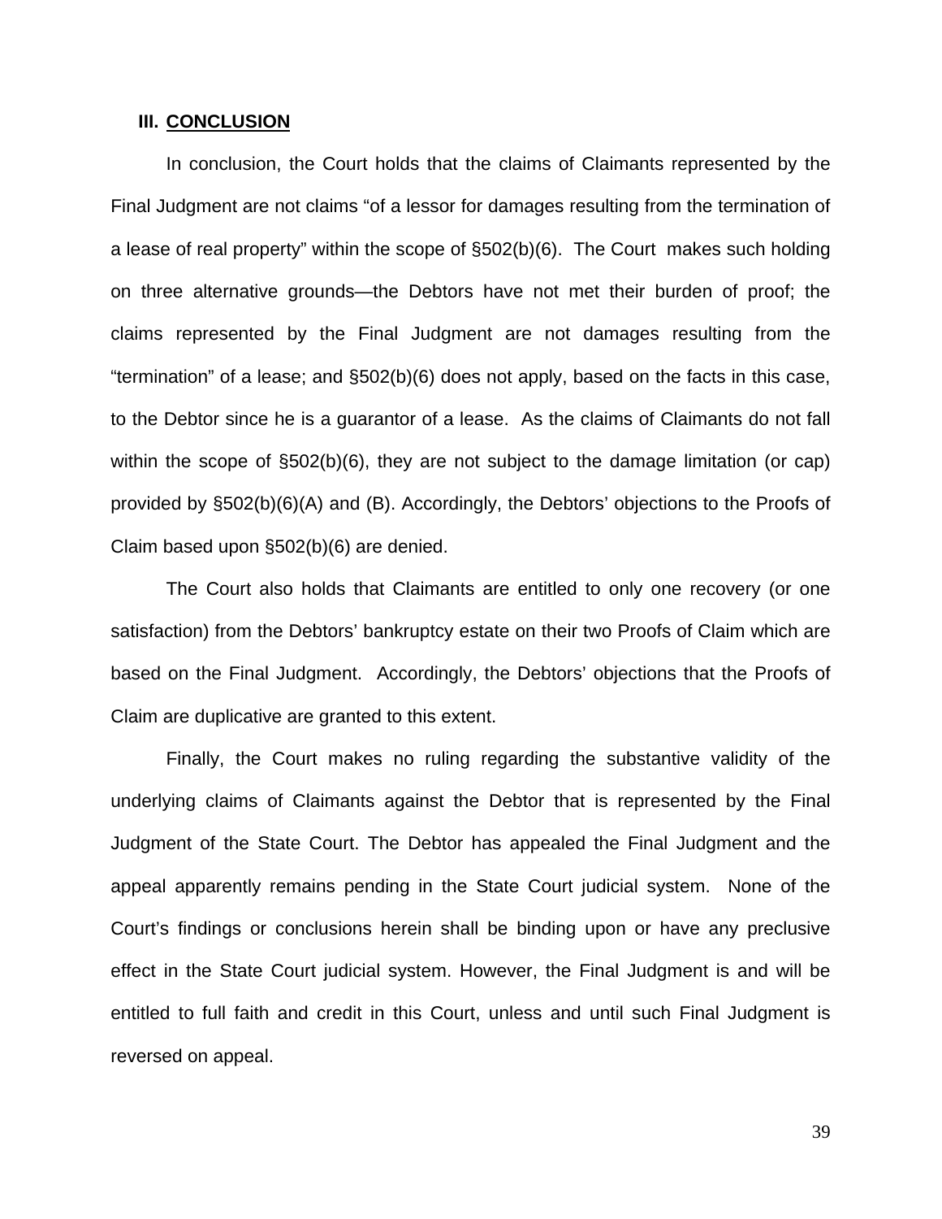## III. CONCLUSION

In conclusion, the Court holds that the claims of Claimants represented by the Final Judgment are not claims "of a lessor for damages resulting from the termination of a lease of real property" within the scope of §502(b)(6). The Court makes such holding on three alternative grounds—the Debtors have not met their burden of proof; the claims represented by the Final Judgment are not damages resulting from the "termination" of a lease; and §502(b)(6) does not apply, based on the facts in this case, to the Debtor since he is a guarantor of a lease. As the claims of Claimants do not fall within the scope of §502(b)(6), they are not subject to the damage limitation (or cap) provided by §502(b)(6)(A) and (B). Accordingly, the Debtors' objections to the Proofs of Claim based upon §502(b)(6) are denied.

The Court also holds that Claimants are entitled to only one recovery (or one satisfaction) from the Debtors' bankruptcy estate on their two Proofs of Claim which are based on the Final Judgment. Accordingly, the Debtors' objections that the Proofs of Claim are duplicative are granted to this extent.

Finally, the Court makes no ruling regarding the substantive validity of the underlying claims of Claimants against the Debtor that is represented by the Final Judgment of the State Court. The Debtor has appealed the Final Judgment and the appeal apparently remains pending in the State Court judicial system. None of the Court's findings or conclusions herein shall be binding upon or have any preclusive effect in the State Court judicial system. However, the Final Judgment is and will be entitled to full faith and credit in this Court, unless and until such Final Judgment is reversed on appeal.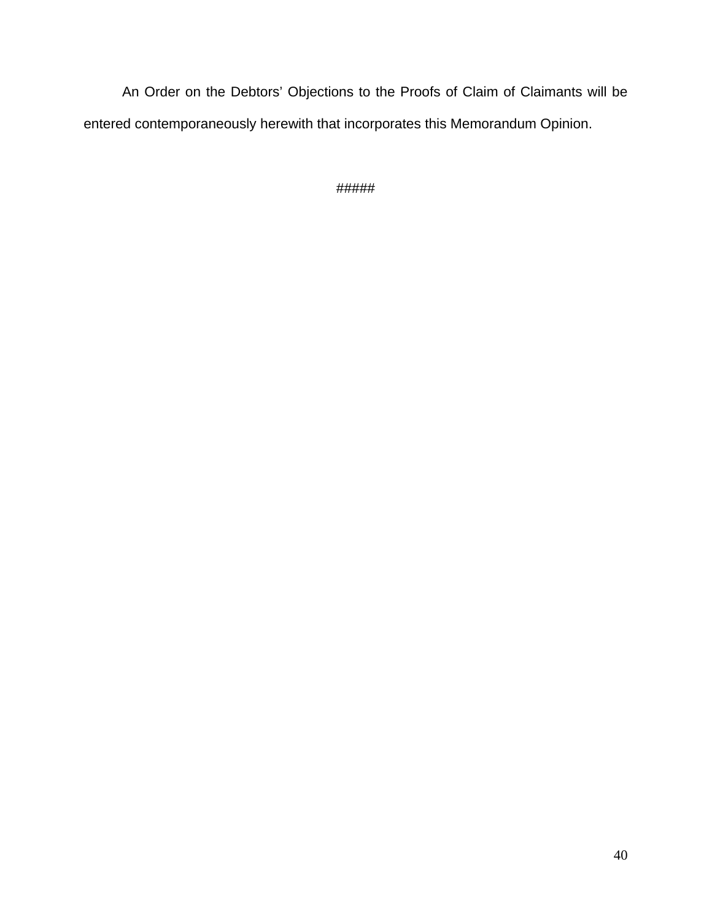An Order on the Debtors' Objections to the Proofs of Claim of Claimants will be entered contemporaneously herewith that incorporates this Memorandum Opinion.

#####